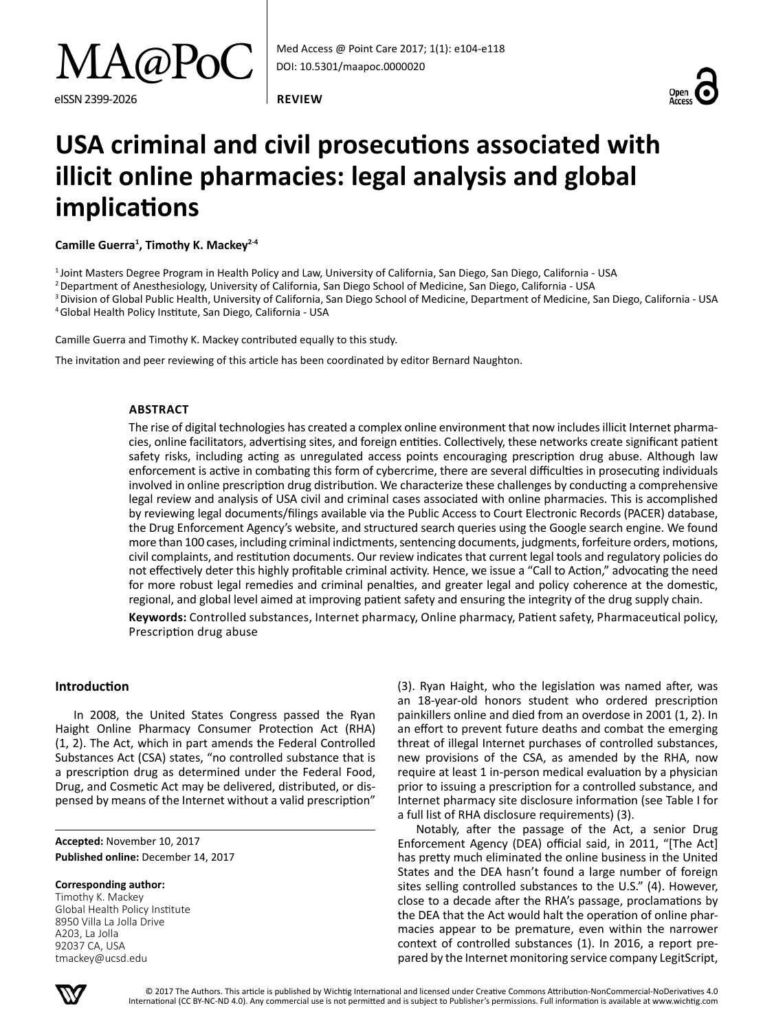REVIEW

# USA criminal and civil prosecutions associated with illicit online pharmacies: legal analysis and global implications

**Camille Guerra[1], Timothy K. Mackey[2-4]**

[1] Joint Masters Degree Program in Health Policy and Law, University of California, San Diego, San Diego, California - USA
[2] Department of Anesthesiology, University of California, San Diego School of Medicine, San Diego, California - USA
[3] Division of Global Public Health, University of California, San Diego School of Medicine, Department of Medicine, San Diego, California - USA
[4] Global Health Policy Institute, San Diego, California - USA

Camille Guerra and Timothy K. Mackey contributed equally to this study.

The invitation and peer reviewing of this article has been coordinated by editor Bernard Naughton.

## ABSTRACT

The rise of digital technologies has created a complex online environment that now includes illicit Internet pharmacies, online facilitators, advertising sites, and foreign entities. Collectively, these networks create significant patient safety risks, including acting as unregulated access points encouraging prescription drug abuse. Although law enforcement is active in combating this form of cybercrime, there are several difficulties in prosecuting individuals involved in online prescription drug distribution. We characterize these challenges by conducting a comprehensive legal review and analysis of USA civil and criminal cases associated with online pharmacies. This is accomplished by reviewing legal documents/filings available via the Public Access to Court Electronic Records (PACER) database, the Drug Enforcement Agency's website, and structured search queries using the Google search engine. We found more than 100 cases, including criminal indictments, sentencing documents, judgments, forfeiture orders, motions, civil complaints, and restitution documents. Our review indicates that current legal tools and regulatory policies do not effectively deter this highly profitable criminal activity. Hence, we issue a "Call to Action," advocating the need for more robust legal remedies and criminal penalties, and greater legal and policy coherence at the domestic, regional, and global level aimed at improving patient safety and ensuring the integrity of the drug supply chain.

**Keywords:** Controlled substances, Internet pharmacy, Online pharmacy, Patient safety, Pharmaceutical policy, Prescription drug abuse

## Introduction

In 2008, the United States Congress passed the Ryan Haight Online Pharmacy Consumer Protection Act (RHA) (1, 2). The Act, which in part amends the Federal Controlled Substances Act (CSA) states, "no controlled substance that is a prescription drug as determined under the Federal Food, Drug, and Cosmetic Act may be delivered, distributed, or dispensed by means of the Internet without a valid prescription" (3). Ryan Haight, who the legislation was named after, was an 18-year-old honors student who ordered prescription painkillers online and died from an overdose in 2001 (1, 2). In an effort to prevent future deaths and combat the emerging threat of illegal Internet purchases of controlled substances, new provisions of the CSA, as amended by the RHA, now require at least 1 in-person medical evaluation by a physician prior to issuing a prescription for a controlled substance, and Internet pharmacy site disclosure information (see Table I for a full list of RHA disclosure requirements) (3).

Notably, after the passage of the Act, a senior Drug Enforcement Agency (DEA) official said, in 2011, "[The Act] has pretty much eliminated the online business in the United States and the DEA hasn't found a large number of foreign sites selling controlled substances to the U.S." (4). However, close to a decade after the RHA's passage, proclamations by the DEA that the Act would halt the operation of online pharmacies appear to be premature, even within the narrower context of controlled substances (1). In 2016, a report prepared by the Internet monitoring service company LegitScript,

**Accepted:** November 10, 2017
**Published online:** December 14, 2017

**Corresponding author:**
Timothy K. Mackey
Global Health Policy Institute
8950 Villa La Jolla Drive
A203, La Jolla
92037 CA, USA
tmackey@ucsd.edu

© 2017 The Authors. This article is published by Wichtig International and licensed under Creative Commons Attribution-NonCommercial-NoDerivatives 4.0 International (CC BY-NC-ND 4.0). Any commercial use is not permitted and is subject to Publisher's permissions. Full information is available at www.wichtig.com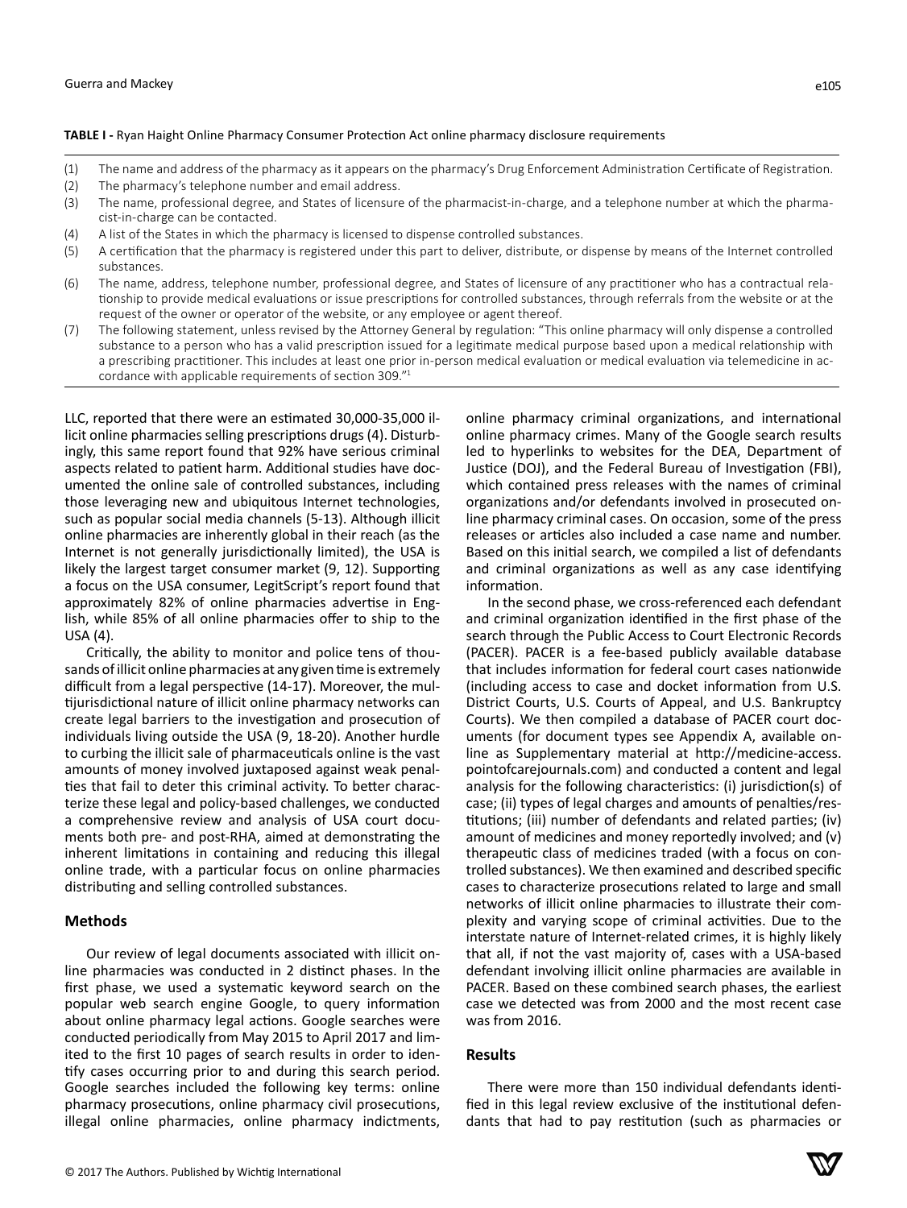**TABLE I -** Ryan Haight Online Pharmacy Consumer Protection Act online pharmacy disclosure requirements

| | |
|---|---|
| (1) | The name and address of the pharmacy as it appears on the pharmacy's Drug Enforcement Administration Certificate of Registration. |
| (2) | The pharmacy's telephone number and email address. |
| (3) | The name, professional degree, and States of licensure of the pharmacist-in-charge, and a telephone number at which the pharmacist-in-charge can be contacted. |
| (4) | A list of the States in which the pharmacy is licensed to dispense controlled substances. |
| (5) | A certification that the pharmacy is registered under this part to deliver, distribute, or dispense by means of the Internet controlled substances. |
| (6) | The name, address, telephone number, professional degree, and States of licensure of any practitioner who has a contractual relationship to provide medical evaluations or issue prescriptions for controlled substances, through referrals from the website or at the request of the owner or operator of the website, or any employee or agent thereof. |
| (7) | The following statement, unless revised by the Attorney General by regulation: "This online pharmacy will only dispense a controlled substance to a person who has a valid prescription issued for a legitimate medical purpose based upon a medical relationship with a prescribing practitioner. This includes at least one prior in-person medical evaluation or medical evaluation via telemedicine in accordance with applicable requirements of section 309."[1] |

LLC, reported that there were an estimated 30,000-35,000 illicit online pharmacies selling prescriptions drugs (4). Disturbingly, this same report found that 92% have serious criminal aspects related to patient harm. Additional studies have documented the online sale of controlled substances, including those leveraging new and ubiquitous Internet technologies, such as popular social media channels (5-13). Although illicit online pharmacies are inherently global in their reach (as the Internet is not generally jurisdictionally limited), the USA is likely the largest target consumer market (9, 12). Supporting a focus on the USA consumer, LegitScript's report found that approximately 82% of online pharmacies advertise in English, while 85% of all online pharmacies offer to ship to the USA (4).

Critically, the ability to monitor and police tens of thousands of illicit online pharmacies at any given time is extremely difficult from a legal perspective (14-17). Moreover, the multijurisdictional nature of illicit online pharmacy networks can create legal barriers to the investigation and prosecution of individuals living outside the USA (9, 18-20). Another hurdle to curbing the illicit sale of pharmaceuticals online is the vast amounts of money involved juxtaposed against weak penalties that fail to deter this criminal activity. To better characterize these legal and policy-based challenges, we conducted a comprehensive review and analysis of USA court documents both pre- and post-RHA, aimed at demonstrating the inherent limitations in containing and reducing this illegal online trade, with a particular focus on online pharmacies distributing and selling controlled substances.

## Methods

Our review of legal documents associated with illicit online pharmacies was conducted in 2 distinct phases. In the first phase, we used a systematic keyword search on the popular web search engine Google, to query information about online pharmacy legal actions. Google searches were conducted periodically from May 2015 to April 2017 and limited to the first 10 pages of search results in order to identify cases occurring prior to and during this search period. Google searches included the following key terms: online pharmacy prosecutions, online pharmacy civil prosecutions, illegal online pharmacies, online pharmacy indictments, online pharmacy criminal organizations, and international online pharmacy crimes. Many of the Google search results led to hyperlinks to websites for the DEA, Department of Justice (DOJ), and the Federal Bureau of Investigation (FBI), which contained press releases with the names of criminal organizations and/or defendants involved in prosecuted online pharmacy criminal cases. On occasion, some of the press releases or articles also included a case name and number. Based on this initial search, we compiled a list of defendants and criminal organizations as well as any case identifying information.

In the second phase, we cross-referenced each defendant and criminal organization identified in the first phase of the search through the Public Access to Court Electronic Records (PACER). PACER is a fee-based publicly available database that includes information for federal court cases nationwide (including access to case and docket information from U.S. District Courts, U.S. Courts of Appeal, and U.S. Bankruptcy Courts). We then compiled a database of PACER court documents (for document types see Appendix A, available online as Supplementary material at http://medicine-access.pointofcarejournals.com) and conducted a content and legal analysis for the following characteristics: (i) jurisdiction(s) of case; (ii) types of legal charges and amounts of penalties/restitutions; (iii) number of defendants and related parties; (iv) amount of medicines and money reportedly involved; and (v) therapeutic class of medicines traded (with a focus on controlled substances). We then examined and described specific cases to characterize prosecutions related to large and small networks of illicit online pharmacies to illustrate their complexity and varying scope of criminal activities. Due to the interstate nature of Internet-related crimes, it is highly likely that all, if not the vast majority of, cases with a USA-based defendant involving illicit online pharmacies are available in PACER. Based on these combined search phases, the earliest case we detected was from 2000 and the most recent case was from 2016.

## Results

There were more than 150 individual defendants identified in this legal review exclusive of the institutional defendants that had to pay restitution (such as pharmacies or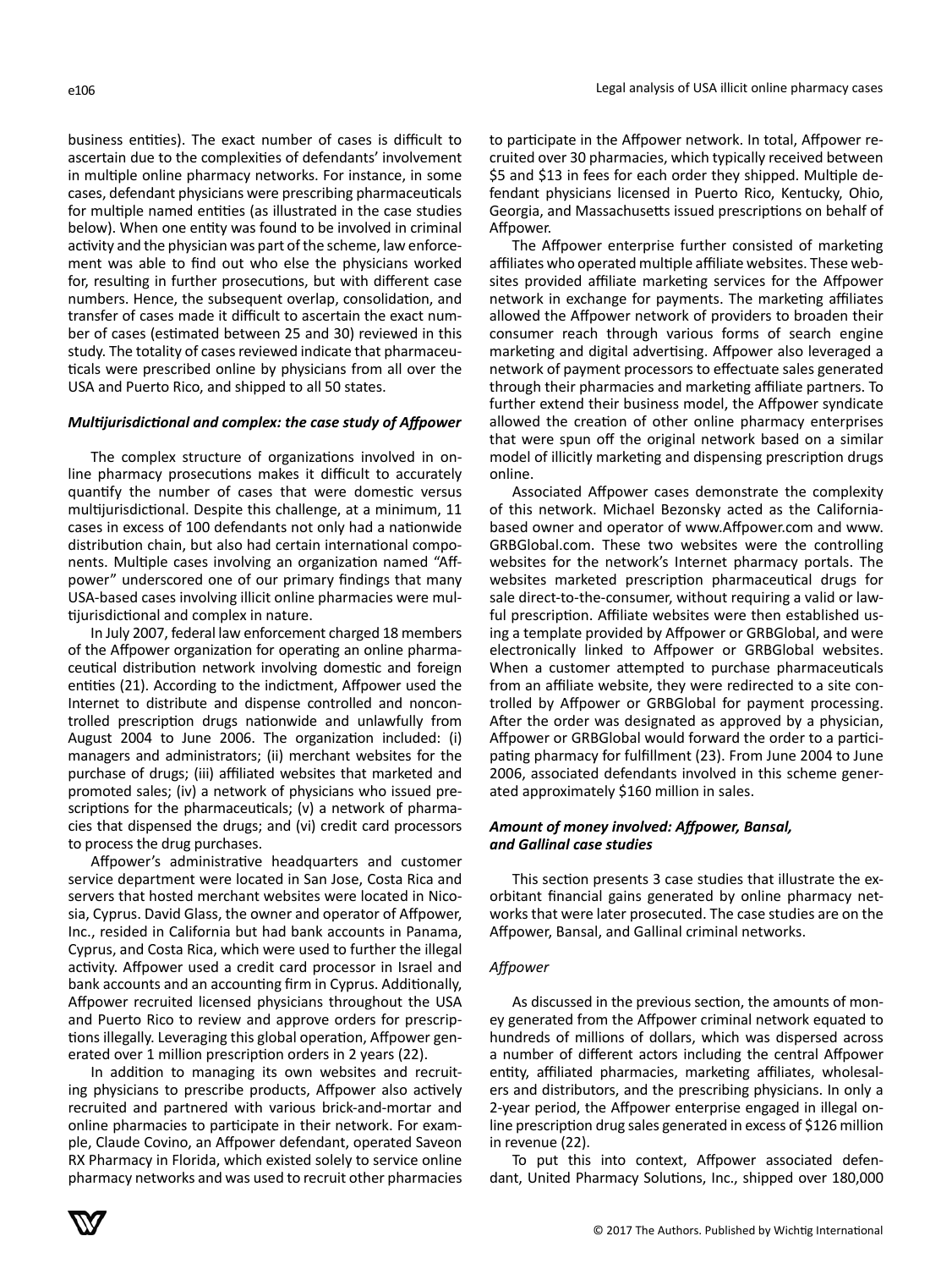business entities). The exact number of cases is difficult to ascertain due to the complexities of defendants' involvement in multiple online pharmacy networks. For instance, in some cases, defendant physicians were prescribing pharmaceuticals for multiple named entities (as illustrated in the case studies below). When one entity was found to be involved in criminal activity and the physician was part of the scheme, law enforcement was able to find out who else the physicians worked for, resulting in further prosecutions, but with different case numbers. Hence, the subsequent overlap, consolidation, and transfer of cases made it difficult to ascertain the exact number of cases (estimated between 25 and 30) reviewed in this study. The totality of cases reviewed indicate that pharmaceuticals were prescribed online by physicians from all over the USA and Puerto Rico, and shipped to all 50 states.

### *Multijurisdictional and complex: the case study of Affpower*

The complex structure of organizations involved in online pharmacy prosecutions makes it difficult to accurately quantify the number of cases that were domestic versus multijurisdictional. Despite this challenge, at a minimum, 11 cases in excess of 100 defendants not only had a nationwide distribution chain, but also had certain international components. Multiple cases involving an organization named "Affpower" underscored one of our primary findings that many USA-based cases involving illicit online pharmacies were multijurisdictional and complex in nature.

In July 2007, federal law enforcement charged 18 members of the Affpower organization for operating an online pharmaceutical distribution network involving domestic and foreign entities (21). According to the indictment, Affpower used the Internet to distribute and dispense controlled and noncontrolled prescription drugs nationwide and unlawfully from August 2004 to June 2006. The organization included: (i) managers and administrators; (ii) merchant websites for the purchase of drugs; (iii) affiliated websites that marketed and promoted sales; (iv) a network of physicians who issued prescriptions for the pharmaceuticals; (v) a network of pharmacies that dispensed the drugs; and (vi) credit card processors to process the drug purchases.

Affpower's administrative headquarters and customer service department were located in San Jose, Costa Rica and servers that hosted merchant websites were located in Nicosia, Cyprus. David Glass, the owner and operator of Affpower, Inc., resided in California but had bank accounts in Panama, Cyprus, and Costa Rica, which were used to further the illegal activity. Affpower used a credit card processor in Israel and bank accounts and an accounting firm in Cyprus. Additionally, Affpower recruited licensed physicians throughout the USA and Puerto Rico to review and approve orders for prescriptions illegally. Leveraging this global operation, Affpower generated over 1 million prescription orders in 2 years (22).

In addition to managing its own websites and recruiting physicians to prescribe products, Affpower also actively recruited and partnered with various brick-and-mortar and online pharmacies to participate in their network. For example, Claude Covino, an Affpower defendant, operated Saveon RX Pharmacy in Florida, which existed solely to service online pharmacy networks and was used to recruit other pharmacies to participate in the Affpower network. In total, Affpower recruited over 30 pharmacies, which typically received between \$5 and \$13 in fees for each order they shipped. Multiple defendant physicians licensed in Puerto Rico, Kentucky, Ohio, Georgia, and Massachusetts issued prescriptions on behalf of Affpower.

The Affpower enterprise further consisted of marketing affiliates who operated multiple affiliate websites. These websites provided affiliate marketing services for the Affpower network in exchange for payments. The marketing affiliates allowed the Affpower network of providers to broaden their consumer reach through various forms of search engine marketing and digital advertising. Affpower also leveraged a network of payment processors to effectuate sales generated through their pharmacies and marketing affiliate partners. To further extend their business model, the Affpower syndicate allowed the creation of other online pharmacy enterprises that were spun off the original network based on a similar model of illicitly marketing and dispensing prescription drugs online.

Associated Affpower cases demonstrate the complexity of this network. Michael Bezonsky acted as the California-based owner and operator of www.Affpower.com and www.GRBGlobal.com. These two websites were the controlling websites for the network's Internet pharmacy portals. The websites marketed prescription pharmaceutical drugs for sale direct-to-the-consumer, without requiring a valid or lawful prescription. Affiliate websites were then established using a template provided by Affpower or GRBGlobal, and were electronically linked to Affpower or GRBGlobal websites. When a customer attempted to purchase pharmaceuticals from an affiliate website, they were redirected to a site controlled by Affpower or GRBGlobal for payment processing. After the order was designated as approved by a physician, Affpower or GRBGlobal would forward the order to a participating pharmacy for fulfillment (23). From June 2004 to June 2006, associated defendants involved in this scheme generated approximately \$160 million in sales.

### *Amount of money involved: Affpower, Bansal, and Gallinal case studies*

This section presents 3 case studies that illustrate the exorbitant financial gains generated by online pharmacy networks that were later prosecuted. The case studies are on the Affpower, Bansal, and Gallinal criminal networks.

#### *Affpower*

As discussed in the previous section, the amounts of money generated from the Affpower criminal network equated to hundreds of millions of dollars, which was dispersed across a number of different actors including the central Affpower entity, affiliated pharmacies, marketing affiliates, wholesalers and distributors, and the prescribing physicians. In only a 2-year period, the Affpower enterprise engaged in illegal online prescription drug sales generated in excess of \$126 million in revenue (22).

To put this into context, Affpower associated defendant, United Pharmacy Solutions, Inc., shipped over 180,000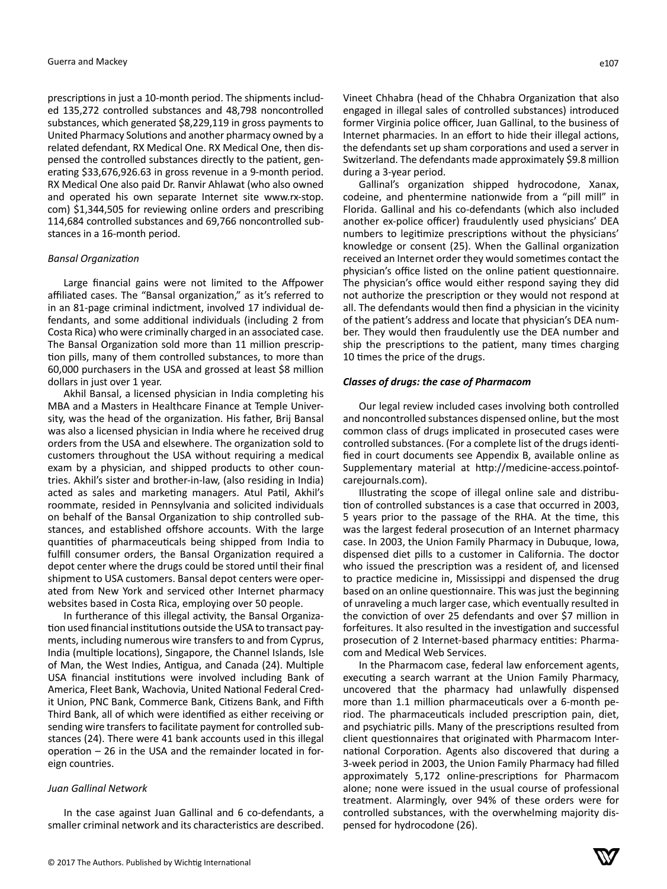prescriptions in just a 10-month period. The shipments included 135,272 controlled substances and 48,798 noncontrolled substances, which generated $8,229,119 in gross payments to United Pharmacy Solutions and another pharmacy owned by a related defendant, RX Medical One. RX Medical One, then dispensed the controlled substances directly to the patient, generating $33,676,926.63 in gross revenue in a 9-month period. RX Medical One also paid Dr. Ranvir Ahlawat (who also owned and operated his own separate Internet site www.rx-stop.com) $1,344,505 for reviewing online orders and prescribing 114,684 controlled substances and 69,766 noncontrolled substances in a 16-month period.

### *Bansal Organization*

Large financial gains were not limited to the Affpower affiliated cases. The "Bansal organization," as it's referred to in an 81-page criminal indictment, involved 17 individual defendants, and some additional individuals (including 2 from Costa Rica) who were criminally charged in an associated case. The Bansal Organization sold more than 11 million prescription pills, many of them controlled substances, to more than 60,000 purchasers in the USA and grossed at least $8 million dollars in just over 1 year.

Akhil Bansal, a licensed physician in India completing his MBA and a Masters in Healthcare Finance at Temple University, was the head of the organization. His father, Brij Bansal was also a licensed physician in India where he received drug orders from the USA and elsewhere. The organization sold to customers throughout the USA without requiring a medical exam by a physician, and shipped products to other countries. Akhil's sister and brother-in-law, (also residing in India) acted as sales and marketing managers. Atul Patil, Akhil's roommate, resided in Pennsylvania and solicited individuals on behalf of the Bansal Organization to ship controlled substances, and established offshore accounts. With the large quantities of pharmaceuticals being shipped from India to fulfill consumer orders, the Bansal Organization required a depot center where the drugs could be stored until their final shipment to USA customers. Bansal depot centers were operated from New York and serviced other Internet pharmacy websites based in Costa Rica, employing over 50 people.

In furtherance of this illegal activity, the Bansal Organization used financial institutions outside the USA to transact payments, including numerous wire transfers to and from Cyprus, India (multiple locations), Singapore, the Channel Islands, Isle of Man, the West Indies, Antigua, and Canada (24). Multiple USA financial institutions were involved including Bank of America, Fleet Bank, Wachovia, United National Federal Credit Union, PNC Bank, Commerce Bank, Citizens Bank, and Fifth Third Bank, all of which were identified as either receiving or sending wire transfers to facilitate payment for controlled substances (24). There were 41 bank accounts used in this illegal operation – 26 in the USA and the remainder located in foreign countries.

### *Juan Gallinal Network*

In the case against Juan Gallinal and 6 co-defendants, a smaller criminal network and its characteristics are described. Vineet Chhabra (head of the Chhabra Organization that also engaged in illegal sales of controlled substances) introduced former Virginia police officer, Juan Gallinal, to the business of Internet pharmacies. In an effort to hide their illegal actions, the defendants set up sham corporations and used a server in Switzerland. The defendants made approximately $9.8 million during a 3-year period.

Gallinal's organization shipped hydrocodone, Xanax, codeine, and phentermine nationwide from a "pill mill" in Florida. Gallinal and his co-defendants (which also included another ex-police officer) fraudulently used physicians' DEA numbers to legitimize prescriptions without the physicians' knowledge or consent (25). When the Gallinal organization received an Internet order they would sometimes contact the physician's office listed on the online patient questionnaire. The physician's office would either respond saying they did not authorize the prescription or they would not respond at all. The defendants would then find a physician in the vicinity of the patient's address and locate that physician's DEA number. They would then fraudulently use the DEA number and ship the prescriptions to the patient, many times charging 10 times the price of the drugs.

### ***Classes of drugs: the case of Pharmacom***

Our legal review included cases involving both controlled and noncontrolled substances dispensed online, but the most common class of drugs implicated in prosecuted cases were controlled substances. (For a complete list of the drugs identified in court documents see Appendix B, available online as Supplementary material at http://medicine-access.pointofcarejournals.com).

Illustrating the scope of illegal online sale and distribution of controlled substances is a case that occurred in 2003, 5 years prior to the passage of the RHA. At the time, this was the largest federal prosecution of an Internet pharmacy case. In 2003, the Union Family Pharmacy in Dubuque, Iowa, dispensed diet pills to a customer in California. The doctor who issued the prescription was a resident of, and licensed to practice medicine in, Mississippi and dispensed the drug based on an online questionnaire. This was just the beginning of unraveling a much larger case, which eventually resulted in the conviction of over 25 defendants and over $7 million in forfeitures. It also resulted in the investigation and successful prosecution of 2 Internet-based pharmacy entities: Pharmacom and Medical Web Services.

In the Pharmacom case, federal law enforcement agents, executing a search warrant at the Union Family Pharmacy, uncovered that the pharmacy had unlawfully dispensed more than 1.1 million pharmaceuticals over a 6-month period. The pharmaceuticals included prescription pain, diet, and psychiatric pills. Many of the prescriptions resulted from client questionnaires that originated with Pharmacom International Corporation. Agents also discovered that during a 3-week period in 2003, the Union Family Pharmacy had filled approximately 5,172 online-prescriptions for Pharmacom alone; none were issued in the usual course of professional treatment. Alarmingly, over 94% of these orders were for controlled substances, with the overwhelming majority dispensed for hydrocodone (26).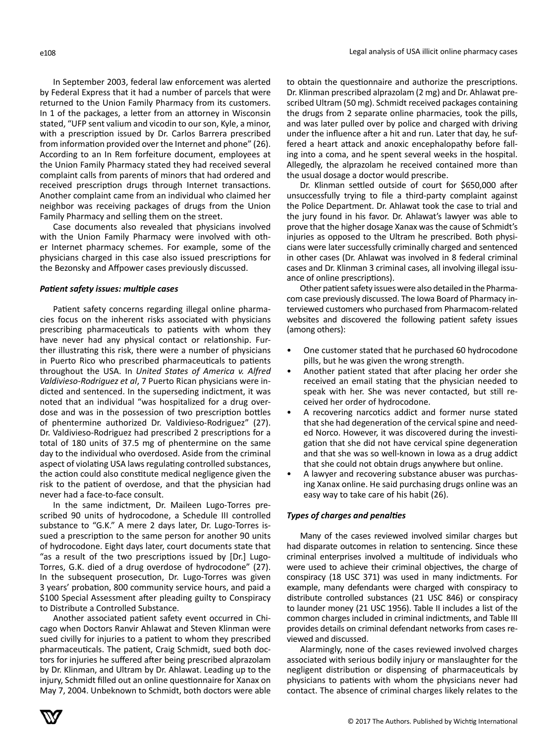In September 2003, federal law enforcement was alerted by Federal Express that it had a number of parcels that were returned to the Union Family Pharmacy from its customers. In 1 of the packages, a letter from an attorney in Wisconsin stated, "UFP sent valium and vicodin to our son, Kyle, a minor, with a prescription issued by Dr. Carlos Barrera prescribed from information provided over the Internet and phone" (26). According to an In Rem forfeiture document, employees at the Union Family Pharmacy stated they had received several complaint calls from parents of minors that had ordered and received prescription drugs through Internet transactions. Another complaint came from an individual who claimed her neighbor was receiving packages of drugs from the Union Family Pharmacy and selling them on the street.

Case documents also revealed that physicians involved with the Union Family Pharmacy were involved with other Internet pharmacy schemes. For example, some of the physicians charged in this case also issued prescriptions for the Bezonsky and Affpower cases previously discussed.

### *Patient safety issues: multiple cases*

Patient safety concerns regarding illegal online pharmacies focus on the inherent risks associated with physicians prescribing pharmaceuticals to patients with whom they have never had any physical contact or relationship. Further illustrating this risk, there were a number of physicians in Puerto Rico who prescribed pharmaceuticals to patients throughout the USA. In *United States of America v. Alfred Valdivieso-Rodriguez et al*, 7 Puerto Rican physicians were indicted and sentenced. In the superseding indictment, it was noted that an individual "was hospitalized for a drug overdose and was in the possession of two prescription bottles of phentermine authorized Dr. Valdivieso-Rodriguez" (27). Dr. Valdivieso-Rodriguez had prescribed 2 prescriptions for a total of 180 units of 37.5 mg of phentermine on the same day to the individual who overdosed. Aside from the criminal aspect of violating USA laws regulating controlled substances, the action could also constitute medical negligence given the risk to the patient of overdose, and that the physician had never had a face-to-face consult.

In the same indictment, Dr. Maileen Lugo-Torres prescribed 90 units of hydrocodone, a Schedule III controlled substance to "G.K." A mere 2 days later, Dr. Lugo-Torres issued a prescription to the same person for another 90 units of hydrocodone. Eight days later, court documents state that "as a result of the two prescriptions issued by [Dr.] Lugo-Torres, G.K. died of a drug overdose of hydrocodone" (27). In the subsequent prosecution, Dr. Lugo-Torres was given 3 years' probation, 800 community service hours, and paid a $100 Special Assessment after pleading guilty to Conspiracy to Distribute a Controlled Substance.

Another associated patient safety event occurred in Chicago when Doctors Ranvir Ahlawat and Steven Klinman were sued civilly for injuries to a patient to whom they prescribed pharmaceuticals. The patient, Craig Schmidt, sued both doctors for injuries he suffered after being prescribed alprazolam by Dr. Klinman, and Ultram by Dr. Ahlawat. Leading up to the injury, Schmidt filled out an online questionnaire for Xanax on May 7, 2004. Unbeknown to Schmidt, both doctors were able to obtain the questionnaire and authorize the prescriptions. Dr. Klinman prescribed alprazolam (2 mg) and Dr. Ahlawat prescribed Ultram (50 mg). Schmidt received packages containing the drugs from 2 separate online pharmacies, took the pills, and was later pulled over by police and charged with driving under the influence after a hit and run. Later that day, he suffered a heart attack and anoxic encephalopathy before falling into a coma, and he spent several weeks in the hospital. Allegedly, the alprazolam he received contained more than the usual dosage a doctor would prescribe.

Dr. Klinman settled outside of court for $650,000 after unsuccessfully trying to file a third-party complaint against the Police Department. Dr. Ahlawat took the case to trial and the jury found in his favor. Dr. Ahlawat's lawyer was able to prove that the higher dosage Xanax was the cause of Schmidt's injuries as opposed to the Ultram he prescribed. Both physicians were later successfully criminally charged and sentenced in other cases (Dr. Ahlawat was involved in 8 federal criminal cases and Dr. Klinman 3 criminal cases, all involving illegal issuance of online prescriptions).

Other patient safety issues were also detailed in the Pharmacom case previously discussed. The Iowa Board of Pharmacy interviewed customers who purchased from Pharmacom-related websites and discovered the following patient safety issues (among others):

- One customer stated that he purchased 60 hydrocodone pills, but he was given the wrong strength.
- Another patient stated that after placing her order she received an email stating that the physician needed to speak with her. She was never contacted, but still received her order of hydrocodone.
- A recovering narcotics addict and former nurse stated that she had degeneration of the cervical spine and needed Norco. However, it was discovered during the investigation that she did not have cervical spine degeneration and that she was so well-known in Iowa as a drug addict that she could not obtain drugs anywhere but online.
- A lawyer and recovering substance abuser was purchasing Xanax online. He said purchasing drugs online was an easy way to take care of his habit (26).

### *Types of charges and penalties*

Many of the cases reviewed involved similar charges but had disparate outcomes in relation to sentencing. Since these criminal enterprises involved a multitude of individuals who were used to achieve their criminal objectives, the charge of conspiracy (18 USC 371) was used in many indictments. For example, many defendants were charged with conspiracy to distribute controlled substances (21 USC 846) or conspiracy to launder money (21 USC 1956). Table II includes a list of the common charges included in criminal indictments, and Table III provides details on criminal defendant networks from cases reviewed and discussed.

Alarmingly, none of the cases reviewed involved charges associated with serious bodily injury or manslaughter for the negligent distribution or dispensing of pharmaceuticals by physicians to patients with whom the physicians never had contact. The absence of criminal charges likely relates to the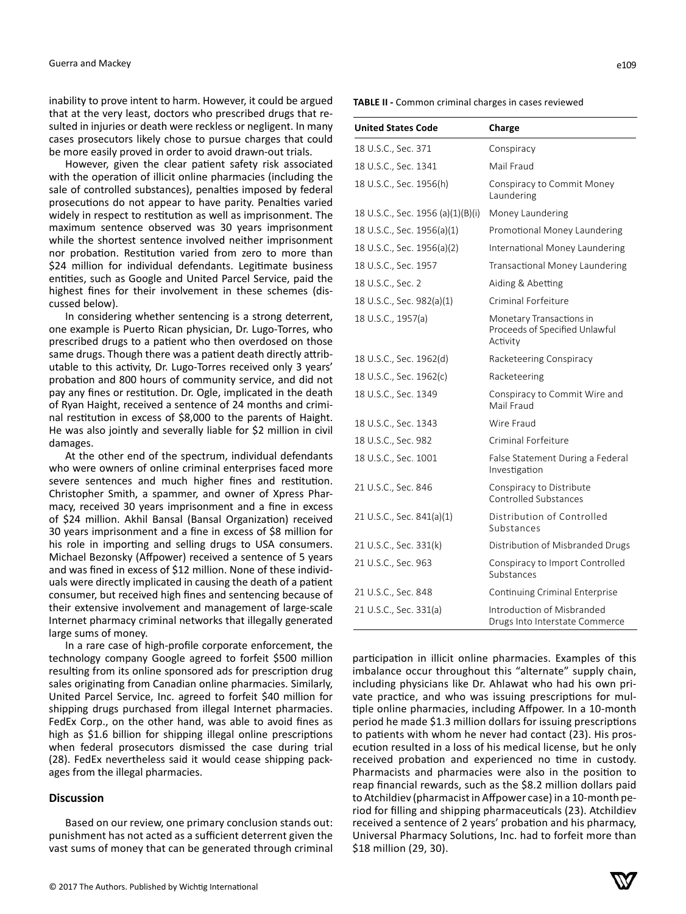inability to prove intent to harm. However, it could be argued that at the very least, doctors who prescribed drugs that resulted in injuries or death were reckless or negligent. In many cases prosecutors likely chose to pursue charges that could be more easily proved in order to avoid drawn-out trials.

However, given the clear patient safety risk associated with the operation of illicit online pharmacies (including the sale of controlled substances), penalties imposed by federal prosecutions do not appear to have parity. Penalties varied widely in respect to restitution as well as imprisonment. The maximum sentence observed was 30 years imprisonment while the shortest sentence involved neither imprisonment nor probation. Restitution varied from zero to more than $24 million for individual defendants. Legitimate business entities, such as Google and United Parcel Service, paid the highest fines for their involvement in these schemes (discussed below).

In considering whether sentencing is a strong deterrent, one example is Puerto Rican physician, Dr. Lugo-Torres, who prescribed drugs to a patient who then overdosed on those same drugs. Though there was a patient death directly attributable to this activity, Dr. Lugo-Torres received only 3 years' probation and 800 hours of community service, and did not pay any fines or restitution. Dr. Ogle, implicated in the death of Ryan Haight, received a sentence of 24 months and criminal restitution in excess of $8,000 to the parents of Haight. He was also jointly and severally liable for $2 million in civil damages.

At the other end of the spectrum, individual defendants who were owners of online criminal enterprises faced more severe sentences and much higher fines and restitution. Christopher Smith, a spammer, and owner of Xpress Pharmacy, received 30 years imprisonment and a fine in excess of $24 million. Akhil Bansal (Bansal Organization) received 30 years imprisonment and a fine in excess of $8 million for his role in importing and selling drugs to USA consumers. Michael Bezonsky (Affpower) received a sentence of 5 years and was fined in excess of $12 million. None of these individuals were directly implicated in causing the death of a patient consumer, but received high fines and sentencing because of their extensive involvement and management of large-scale Internet pharmacy criminal networks that illegally generated large sums of money.

In a rare case of high-profile corporate enforcement, the technology company Google agreed to forfeit $500 million resulting from its online sponsored ads for prescription drug sales originating from Canadian online pharmacies. Similarly, United Parcel Service, Inc. agreed to forfeit $40 million for shipping drugs purchased from illegal Internet pharmacies. FedEx Corp., on the other hand, was able to avoid fines as high as $1.6 billion for shipping illegal online prescriptions when federal prosecutors dismissed the case during trial (28). FedEx nevertheless said it would cease shipping packages from the illegal pharmacies.

## Discussion

Based on our review, one primary conclusion stands out: punishment has not acted as a sufficient deterrent given the vast sums of money that can be generated through criminal participation in illicit online pharmacies. Examples of this imbalance occur throughout this "alternate" supply chain, including physicians like Dr. Ahlawat who had his own private practice, and who was issuing prescriptions for multiple online pharmacies, including Affpower. In a 10-month period he made $1.3 million dollars for issuing prescriptions to patients with whom he never had contact (23). His prosecution resulted in a loss of his medical license, but he only received probation and experienced no time in custody. Pharmacists and pharmacies were also in the position to reap financial rewards, such as the $8.2 million dollars paid to Atchildiev (pharmacist in Affpower case) in a 10-month period for filling and shipping pharmaceuticals (23). Atchildiev received a sentence of 2 years' probation and his pharmacy, Universal Pharmacy Solutions, Inc. had to forfeit more than $18 million (29, 30).

**TABLE II -** Common criminal charges in cases reviewed

| United States Code | Charge |
|---|---|
| 18 U.S.C., Sec. 371 | Conspiracy |
| 18 U.S.C., Sec. 1341 | Mail Fraud |
| 18 U.S.C., Sec. 1956(h) | Conspiracy to Commit Money Laundering |
| 18 U.S.C., Sec. 1956 (a)(1)(B)(i) | Money Laundering |
| 18 U.S.C., Sec. 1956(a)(1) | Promotional Money Laundering |
| 18 U.S.C., Sec. 1956(a)(2) | International Money Laundering |
| 18 U.S.C., Sec. 1957 | Transactional Money Laundering |
| 18 U.S.C., Sec. 2 | Aiding & Abetting |
| 18 U.S.C., Sec. 982(a)(1) | Criminal Forfeiture |
| 18 U.S.C., 1957(a) | Monetary Transactions in Proceeds of Specified Unlawful Activity |
| 18 U.S.C., Sec. 1962(d) | Racketeering Conspiracy |
| 18 U.S.C., Sec. 1962(c) | Racketeering |
| 18 U.S.C., Sec. 1349 | Conspiracy to Commit Wire and Mail Fraud |
| 18 U.S.C., Sec. 1343 | Wire Fraud |
| 18 U.S.C., Sec. 982 | Criminal Forfeiture |
| 18 U.S.C., Sec. 1001 | False Statement During a Federal Investigation |
| 21 U.S.C., Sec. 846 | Conspiracy to Distribute Controlled Substances |
| 21 U.S.C., Sec. 841(a)(1) | Distribution of Controlled Substances |
| 21 U.S.C., Sec. 331(k) | Distribution of Misbranded Drugs |
| 21 U.S.C., Sec. 963 | Conspiracy to Import Controlled Substances |
| 21 U.S.C., Sec. 848 | Continuing Criminal Enterprise |
| 21 U.S.C., Sec. 331(a) | Introduction of Misbranded Drugs Into Interstate Commerce |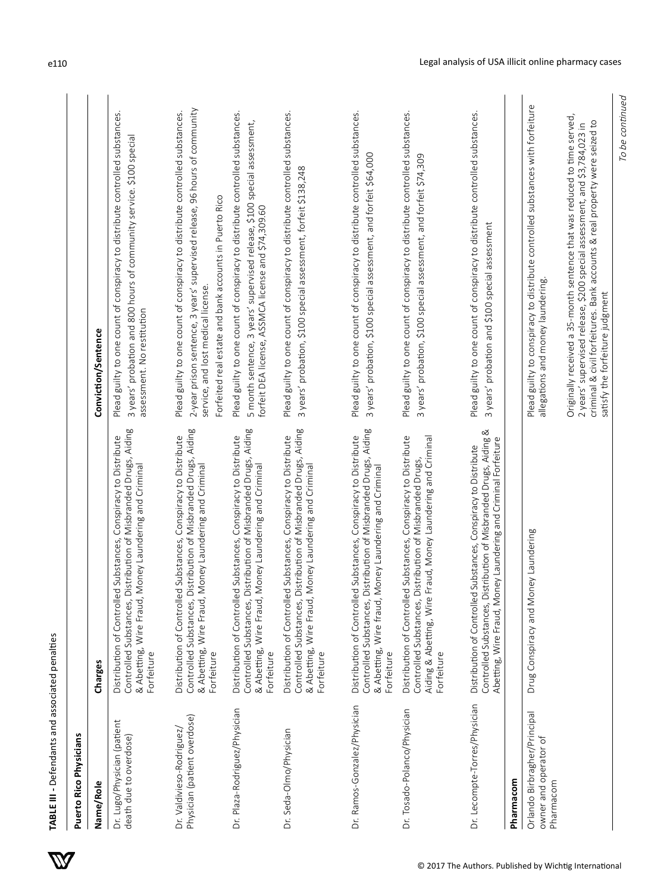**TABLE III** - Defendants and associated penalties

| Name/Role | Charges | Conviction/Sentence |
|---|---|---|
| **Puerto Rico Physicians** | | |
| Dr. Lugo/Physician (patient death due to overdose) | Distribution of Controlled Substances, Conspiracy to Distribute Controlled Substances, Distribution of Misbranded Drugs, Aiding & Abetting, Wire Fraud, Money Laundering and Criminal Forfeiture | Plead guilty to one count of conspiracy to distribute controlled substances. 3 years' probation and 800 hours of community service. $100 special assessment. No restitution |
| Dr. Valdivieso-Rodriguez/ Physician (patient overdose) | Distribution of Controlled Substances, Conspiracy to Distribute Controlled Substances, Distribution of Misbranded Drugs, Aiding & Abetting, Wire Fraud, Money Laundering and Criminal Forfeiture | Plead guilty to one count of conspiracy to distribute controlled substances. 2-year prison sentence, 3 years' supervised release, 96 hours of community service, and lost medical license. Forfeited real estate and bank accounts in Puerto Rico |
| Dr. Plaza-Rodriguez/Physician | Distribution of Controlled Substances, Conspiracy to Distribute Controlled Substances, Distribution of Misbranded Drugs, Aiding & Abetting, Wire Fraud, Money Laundering and Criminal Forfeiture | Plead guilty to one count of conspiracy to distribute controlled substances. 5 month sentence, 3 years' supervised release, $100 special assessment, forfeit DEA license, ASSMCA license and $74,309.60 |
| Dr. Seda-Olmo/Physician | Distribution of Controlled Substances, Conspiracy to Distribute Controlled Substances, Distribution of Misbranded Drugs, Aiding & Abetting, Wire Fraud, Money Laundering and Criminal Forfeiture | Plead guilty to one count of conspiracy to distribute controlled substances. 3 years' probation, $100 special assessment, forfeit $138,248 |
| Dr. Ramos-Gonzalez/Physician | Distribution of Controlled Substances, Conspiracy to Distribute Controlled Substances, Distribution of Misbranded Drugs, Aiding & Abetting, Wire fraud, Money Laundering and Criminal Forfeiture | Plead guilty to one count of conspiracy to distribute controlled substances. 3 years' probation, $100 special assessment, and forfeit $64,000 |
| Dr. Tosado-Polanco/Physician | Distribution of Controlled Substances, Conspiracy to Distribute Controlled Substances, Distribution of Misbranded Drugs, Aiding & Abetting, Wire Fraud, Money Laundering and Criminal Forfeiture | Plead guilty to one count of conspiracy to distribute controlled substances. 3 years' probation, $100 special assessment, and forfeit $74,309 |
| Dr. Lecompte-Torres/Physician | Distribution of Controlled Substances, Conspiracy to Distribute Controlled Substances, Distribution of Misbranded Drugs, Aiding & Abetting, Wire Fraud, Money Laundering and Criminal Forfeiture | Plead guilty to one count of conspiracy to distribute controlled substances. 3 years' probation and $100 special assessment |
| **Pharmacom** | | |
| Orlando Birbragher/Principal owner and operator of Pharmacom | Drug Conspiracy and Money Laundering | Plead guilty to conspiracy to distribute controlled substances with forfeiture allegations and money laundering. Originally received a 35-month sentence that was reduced to time served, 2 years' supervised release, $200 special assessment, and $3,784,023 in criminal & civil forfeitures. Bank accounts & real property were seized to satisfy the forfeiture judgment |

*To be continued*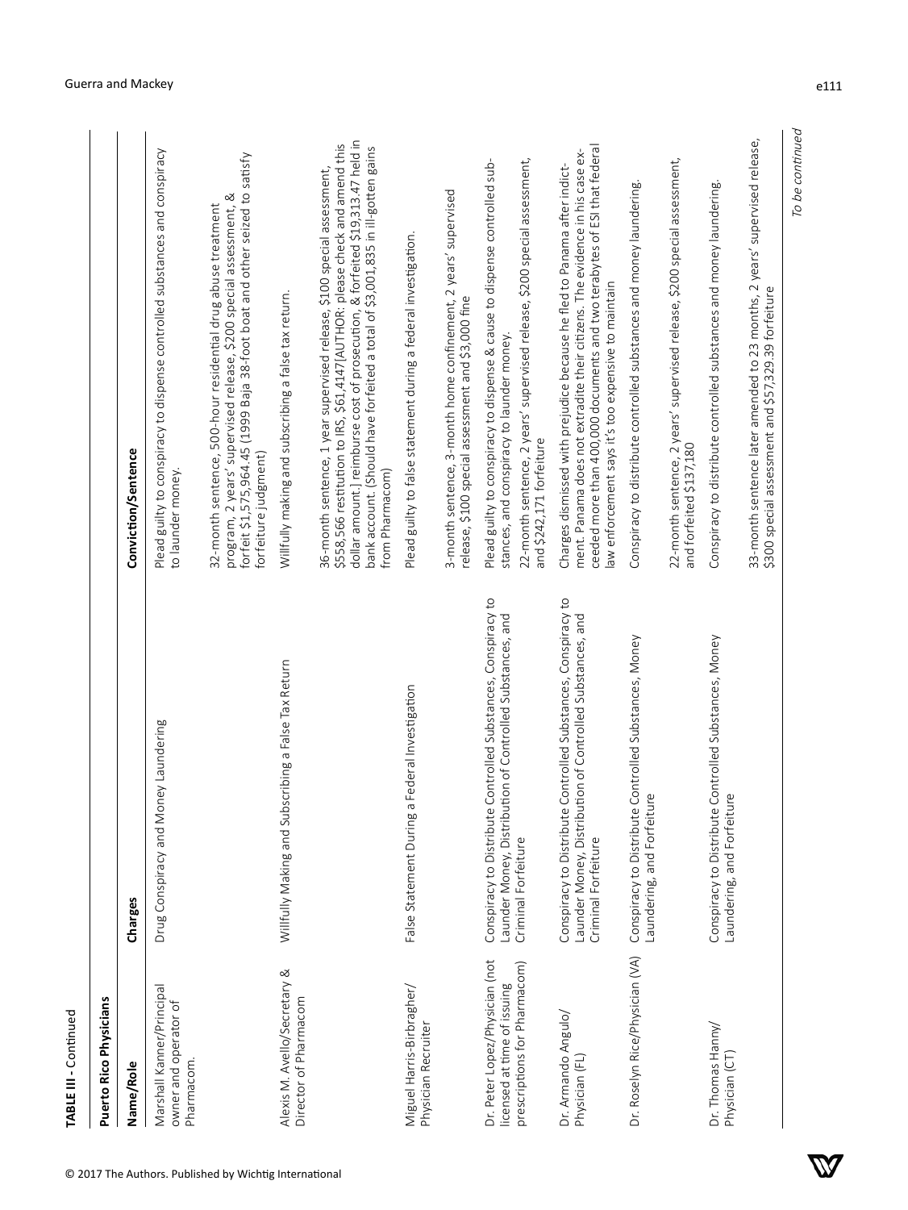**TABLE III** - Continued

| Name/Role | Charges | Conviction/Sentence |
|---|---|---|
| **Puerto Rico Physicians** | | |
| Marshall Kanner/Principal owner and operator of Pharmacom. | Drug Conspiracy and Money Laundering | Plead guilty to conspiracy to dispense controlled substances and conspiracy to launder money.<br><br>32-month sentence, 500-hour residential drug abuse treatment program, 2 years' supervised release, $200 special assessment, & forfeit $1,575,964.45 (1999 Baja 38-foot boat and other seized to satisfy forfeiture judgment) |
| Alexis M. Avello/Secretary & Director of Pharmacom | Willfully Making and Subscribing a False Tax Return | Willfully making and subscribing a false tax return.<br><br>36-month sentence, 1 year supervised release, $100 special assessment, $558,566 restitution to IRS, $61,4147[AUTHOR: please check and amend this dollar amount.] reimburse cost of prosecution, & forfeited $19,313.47 held in bank account. (Should have forfeited a total of $3,001,835 in ill-gotten gains from Pharmacom) |
| Miguel Harris-Birbragher/ Physician Recruiter | False Statement During a Federal Investigation | Plead guilty to false statement during a federal investigation.<br><br>3-month sentence, 3-month home confinement, 2 years' supervised release, $100 special assessment and $3,000 fine |
| Dr. Peter Lopez/Physician (not licensed at time of issuing prescriptions for Pharmacom) | Conspiracy to Distribute Controlled Substances, Conspiracy to Launder Money, Distribution of Controlled Substances, and Criminal Forfeiture | Plead guilty to conspiracy to dispense & cause to dispense controlled substances, and conspiracy to launder money.<br><br>22-month sentence, 2 years' supervised release, $200 special assessment, and $242,171 forfeiture |
| Dr. Armando Angulo/ Physician (FL) | Conspiracy to Distribute Controlled Substances, Conspiracy to Launder Money, Distribution of Controlled Substances, and Criminal Forfeiture | Charges dismissed with prejudice because he fled to Panama after indictment. Panama does not extradite their citizens. The evidence in his case exceeded more than 400,000 documents and two terabytes of ESI that federal law enforcement says it's too expensive to maintain |
| Dr. Roselyn Rice/Physician (VA) | Conspiracy to Distribute Controlled Substances, Money Laundering, and Forfeiture | Conspiracy to distribute controlled substances and money laundering.<br><br>22-month sentence, 2 years' supervised release, $200 special assessment, and forfeited $137,180 |
| Dr. Thomas Hanny/ Physician (CT) | Conspiracy to Distribute Controlled Substances, Money Laundering, and Forfeiture | Conspiracy to distribute controlled substances and money laundering.<br><br>33-month sentence later amended to 23 months, 2 years' supervised release, $300 special assessment and $57,329.39 forfeiture |

*To be continued*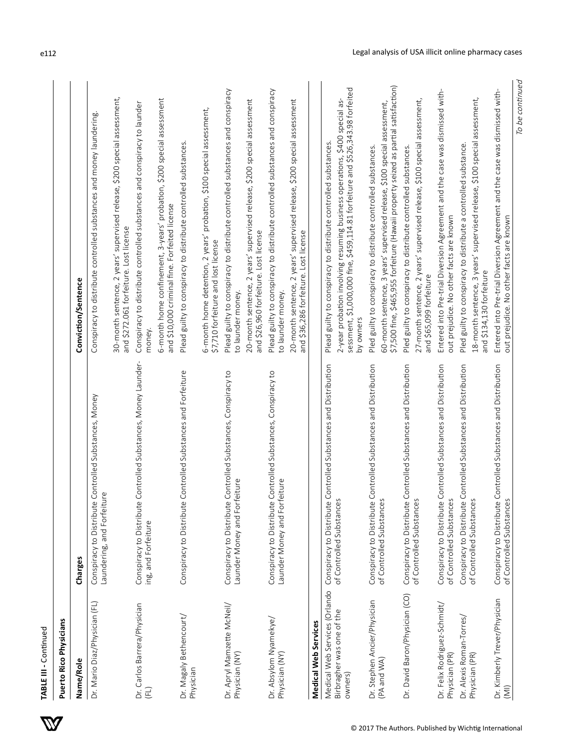**TABLE III** - Continued

| Name/Role | Charges | Conviction/Sentence |
|---|---|---|
| **Puerto Rico Physicians** | | |
| Dr. Mario Diaz/Physician (FL) | Conspiracy to Distribute Controlled Substances, Money Laundering, and Forfeiture | Conspiracy to distribute controlled substances and money laundering.<br>30-month sentence, 2 years' supervised release, $200 special assessment, and $272.061 forfeiture. Lost license |
| Dr. Carlos Barrera/Physician (FL) | Conspiracy to Distribute Controlled Substances, Money Laundering, and Forfeiture | Conspiracy to distribute controlled substances and conspiracy to launder money.<br>6-month home confinement, 3-years' probation, $200 special assessment and $10,000 criminal fine. Forfeited license |
| Dr. Magaly Bethencourt/Physician | Conspiracy to Distribute Controlled Substances and Forfeiture | Plead guilty to conspiracy to distribute controlled substances.<br>6-month home detention, 2 years' probation, $100 special assessment, $7,710 forfeiture and lost license |
| Dr. Apryl Mamzette McNeil/Physician (NY) | Conspiracy to Distribute Controlled Substances, Conspiracy to Launder Money and Forfeiture | Plead guilty to conspiracy to distribute controlled substances and conspiracy to launder money.<br>20-month sentence, 2 years' supervised release, $200 special assessment and $26,960 forfeiture. Lost license |
| Dr. Absylom Nyamekye/Physician (NY) | Conspiracy to Distribute Controlled Substances, Conspiracy to Launder Money and Forfeiture | Plead guilty to conspiracy to distribute controlled substances and conspiracy to launder money.<br>20-month sentence, 2 years' supervised release, $200 special assessment and $36,286 forfeiture. Lost license |
| **Medical Web Services** | | |
| Medical Web Services (Orlando Birbragher was one of the owners) | Conspiracy to Distribute Controlled Substances and Distribution of Controlled Substances | Plead guilty to conspiracy to distribute controlled substances.<br>2-year probation involving resuming business operations, $400 special assessment, $1,000,000 fine, $459,114.81 forfeiture and $526,343.98 forfeited by owners |
| Dr. Stephen Ancier/Physician (PA and WA) | Conspiracy to Distribute Controlled Substances and Distribution of Controlled Substances | Pled guilty to conspiracy to distribute controlled substances.<br>60-month sentence, 3 years' supervised release, $100 special assessment, $7,500 fine, $465,955 forfeiture (Hawaii property seized as partial satisfaction) |
| Dr. David Baron/Physician (CO) | Conspiracy to Distribute Controlled Substances and Distribution of Controlled Substances | Pled guilty to conspiracy to distribute controlled substances.<br>27-month sentence, 2 years' supervised release, $100 special assessment, and $65,099 forfeiture |
| Dr. Felix Rodriguez-Schmidt/Physician (PR) | Conspiracy to Distribute Controlled Substances and Distribution of Controlled Substances | Entered into Pre-trial Diversion Agreement and the case was dismissed without prejudice. No other facts are known |
| Dr. Alexis Roman-Torres/Physician (PR) | Conspiracy to Distribute Controlled Substances and Distribution of Controlled Substances | Pled guilty to conspiracy to distribute a controlled substance.<br>18-month sentence, 3 years' supervised release, $100 special assessment, and $134,130 forfeiture |
| Dr. Kimberly Trever/Physician (MI) | Conspiracy to Distribute Controlled Substances and Distribution of Controlled Substances | Entered into Pre-trial Diversion Agreement and the case was dismissed without prejudice. No other facts are known |

*To be continued*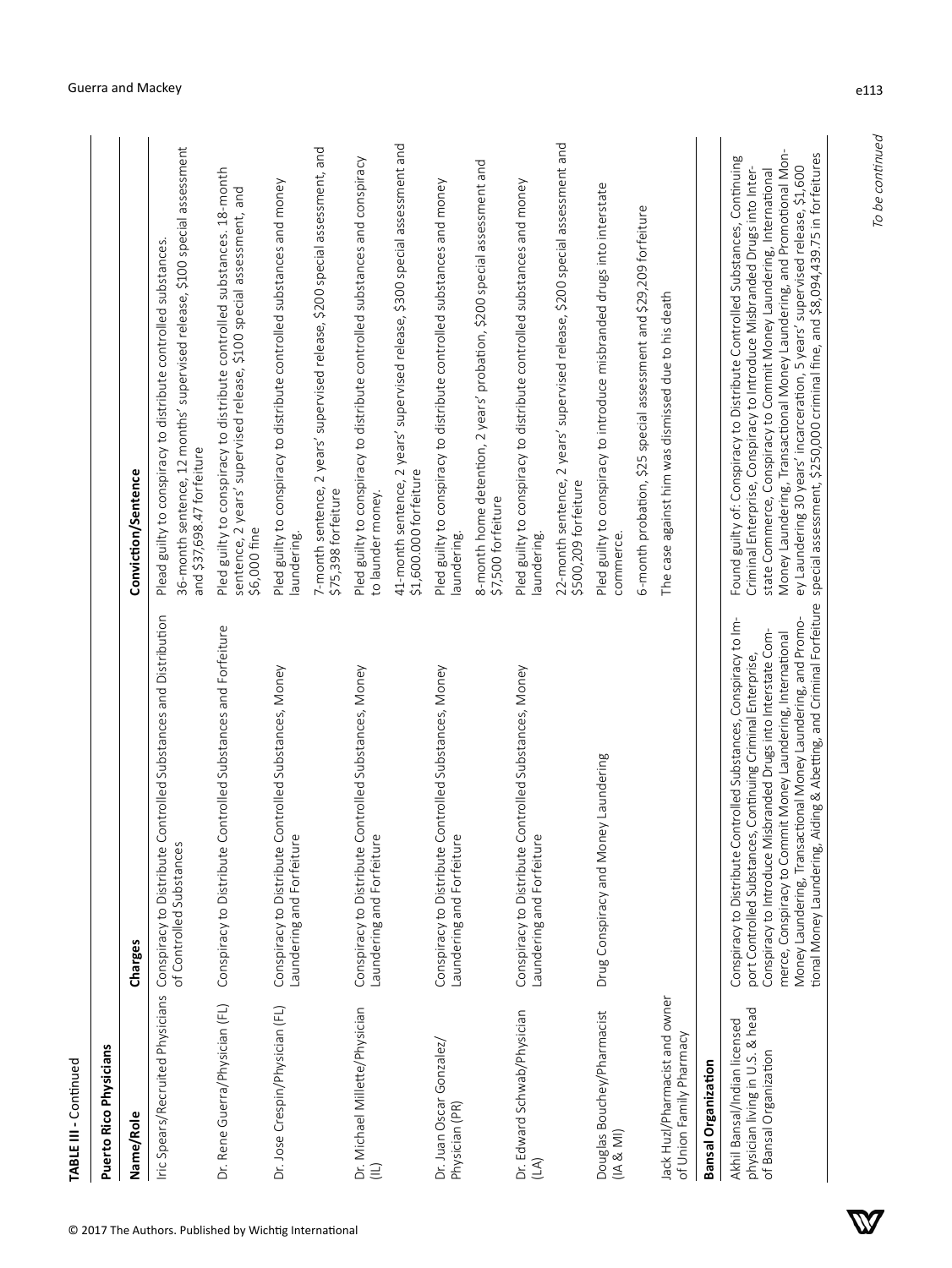**TABLE III - Continued**

| Name/Role | Charges | Conviction/Sentence |
|---|---|---|
| **Puerto Rico Physicians** | | |
| Iric Spears/Recruited Physicians | Conspiracy to Distribute Controlled Substances and Distribution of Controlled Substances | Plead guilty to conspiracy to distribute controlled substances. 36-month sentence, 12 months' supervised release, $100 special assessment and $37,698.47 forfeiture |
| Dr. Rene Guerra/Physician (FL) | Conspiracy to Distribute Controlled Substances and Forfeiture | Pled guilty to conspiracy to distribute controlled substances. 18-month sentence, 2 years' supervised release, $100 special assessment, and $6,000 fine |
| Dr. Jose Crespin/Physician (FL) | Conspiracy to Distribute Controlled Substances, Money Laundering and Forfeiture | Pled guilty to conspiracy to distribute controlled substances and money laundering. 7-month sentence, 2 years' supervised release, $200 special assessment, and $75,398 forfeiture |
| Dr. Michael Millette/Physician (IL) | Conspiracy to Distribute Controlled Substances, Money Laundering and Forfeiture | Pled guilty to conspiracy to distribute controlled substances and conspiracy to launder money. 41-month sentence, 2 years' supervised release, $300 special assessment and $1,600,000 forfeiture |
| Dr. Juan Oscar Gonzalez/Physician (PR) | Conspiracy to Distribute Controlled Substances, Money Laundering and Forfeiture | Pled guilty to conspiracy to distribute controlled substances and money laundering. 8-month home detention, 2 years' probation, $200 special assessment and $7,500 forfeiture |
| Dr. Edward Schwab/Physician (LA) | Conspiracy to Distribute Controlled Substances, Money Laundering and Forfeiture | Pled guilty to conspiracy to distribute controlled substances and money laundering. 22-month sentence, 2 years' supervised release, $200 special assessment and $500,209 forfeiture |
| Douglas Bouchey/Pharmacist (IA & MI) | Drug Conspiracy and Money Laundering | Pled guilty to conspiracy to introduce misbranded drugs into interstate commerce. 6-month probation, $25 special assessment and $29,209 forfeiture |
| Jack Huzl/Pharmacist and owner of Union Family Pharmacy | | The case against him was dismissed due to his death |
| **Bansal Organization** | | |
| Akhil Bansal/Indian licensed physician living in U.S. & head of Bansal Organization | Conspiracy to Distribute Controlled Substances, Conspiracy to Import Controlled Substances, Continuing Criminal Enterprise, Conspiracy to Introduce Misbranded Drugs into Interstate Commerce, Conspiracy to Commit Money Laundering, International Money Laundering, Transactional Money Laundering, and Promotional Money Laundering, Aiding & Abetting, and Criminal Forfeiture | Found guilty of: Conspiracy to Distribute Controlled Substances, Continuing Criminal Enterprise, Conspiracy to Introduce Misbranded Drugs into Interstate Commerce, Conspiracy to Commit Money Laundering, International Money Laundering, Transactional Money Laundering, and Promotional Money Laundering 30 years' incarceration, 5 years' supervised release, $1,600 special assessment, $250,000 criminal fine, and $8,094,439.75 in forfeitures |

*To be continued*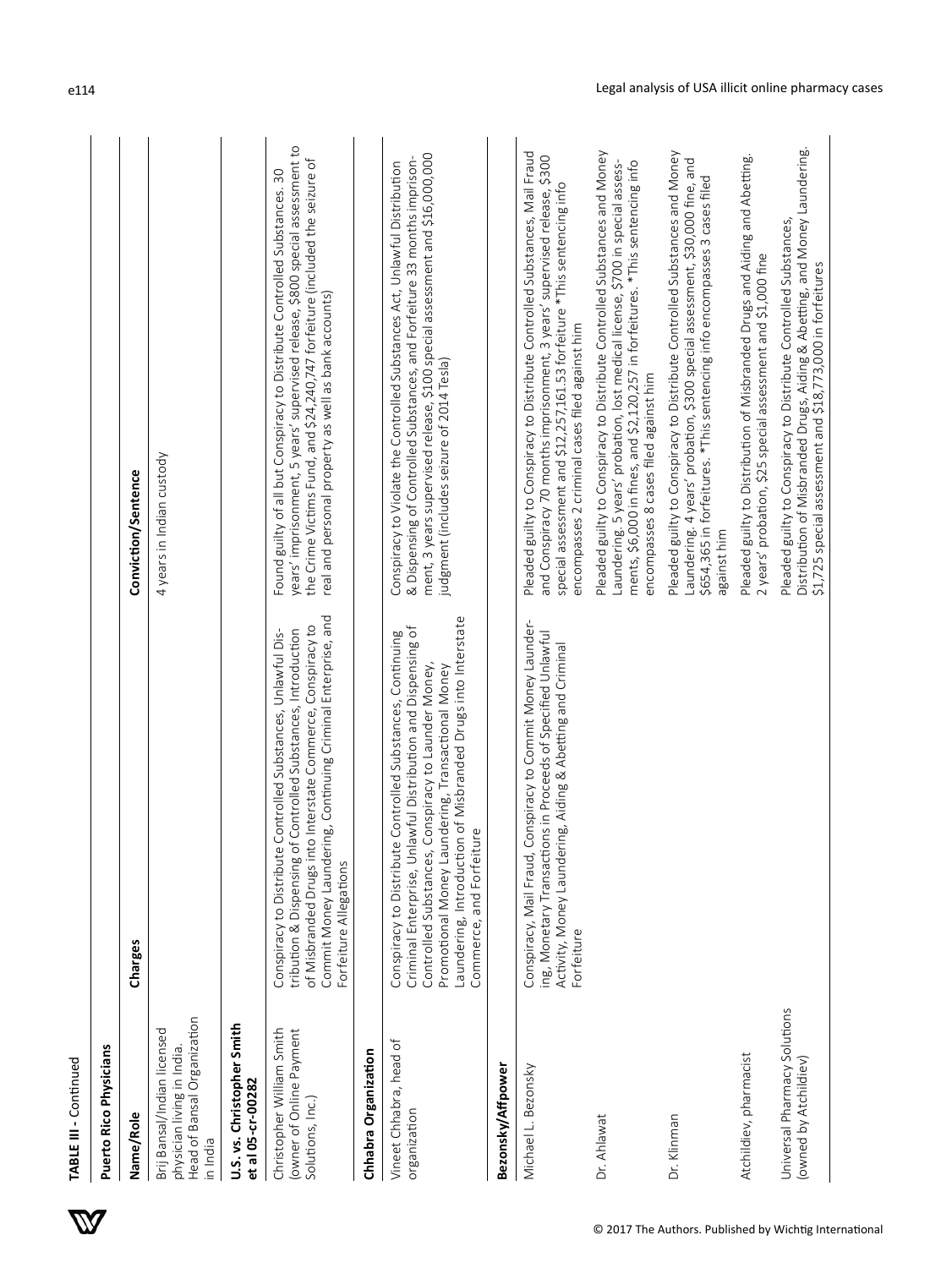**TABLE III** - Continued

| Name/Role | Charges | Conviction/Sentence |
|---|---|---|
| **Puerto Rico Physicians** | | |
| Brij Bansal/Indian licensed physician living in India. Head of Bansal Organization in India | | 4 years in Indian custody |
| **U.S. vs. Christopher Smith et al 05-cr-00282** | | |
| Christopher William Smith (owner of Online Payment Solutions, Inc.) | Conspiracy to Distribute Controlled Substances, Unlawful Distribution & Dispensing of Controlled Substances, Introduction of Misbranded Drugs into Interstate Commerce, Conspiracy to Commit Money Laundering, Continuing Criminal Enterprise, and Forfeiture Allegations | Found guilty of all but Conspiracy to Distribute Controlled Substances. 30 years' imprisonment, 5 years' supervised release, $800 special assessment to the Crime Victims Fund, and $24,240,747 forfeiture (included the seizure of real and personal property as well as bank accounts) |
| **Chhabra Organization** | | |
| Vineet Chhabra, head of organization | Conspiracy to Distribute Controlled Substances, Continuing Criminal Enterprise, Unlawful Distribution and Dispensing of Controlled Substances, Conspiracy to Launder Money, Promotional Money Laundering, Transactional Money Laundering, Introduction of Misbranded Drugs into Interstate Commerce, and Forfeiture | Conspiracy to Violate the Controlled Substances Act, Unlawful Distribution & Dispensing of Controlled Substances, and Forfeiture 33 months imprisonment, 3 years supervised release, $100 special assessment and $16,000,000 judgment (includes seizure of 2014 Tesla) |
| **Bezonsky/Affpower** | | |
| Michael L. Bezonsky | Conspiracy, Mail Fraud, Conspiracy to Commit Money Laundering, Monetary Transactions in Proceeds of Specified Unlawful Activity, Money Laundering, Aiding & Abetting and Criminal Forfeiture | Pleaded guilty to Conspiracy to Distribute Controlled Substances, Mail Fraud and Conspiracy 70 months imprisonment, 3 years' supervised release, $300 special assessment and $12,257,161.53 forfeiture *This sentencing info encompasses 2 criminal cases filed against him |
| Dr. Ahlawat | | Pleaded guilty to Conspiracy to Distribute Controlled Substances and Money Laundering. 5 years' probation, lost medical license, $700 in special assessments, $6,000 in fines, and $2,120,257 in forfeitures. *This sentencing info encompasses 8 cases filed against him |
| Dr. Klinman | | Pleaded guilty to Conspiracy to Distribute Controlled Substances and Money Laundering. 4 years' probation, $300 special assessment, $30,000 fine, and $654,365 in forfeitures. *This sentencing info encompasses 3 cases filed against him |
| Atchildiev, pharmacist | | Pleaded guilty to Distribution of Misbranded Drugs and Aiding and Abetting. 2 years' probation, $25 special assessment and $1,000 fine |
| Universal Pharmacy Solutions (owned by Atchildiev) | | Pleaded guilty to Conspiracy to Distribute Controlled Substances, Distribution of Misbranded Drugs, Aiding & Abetting, and Money Laundering. $1,725 special assessment and $18,773,000 in forfeitures |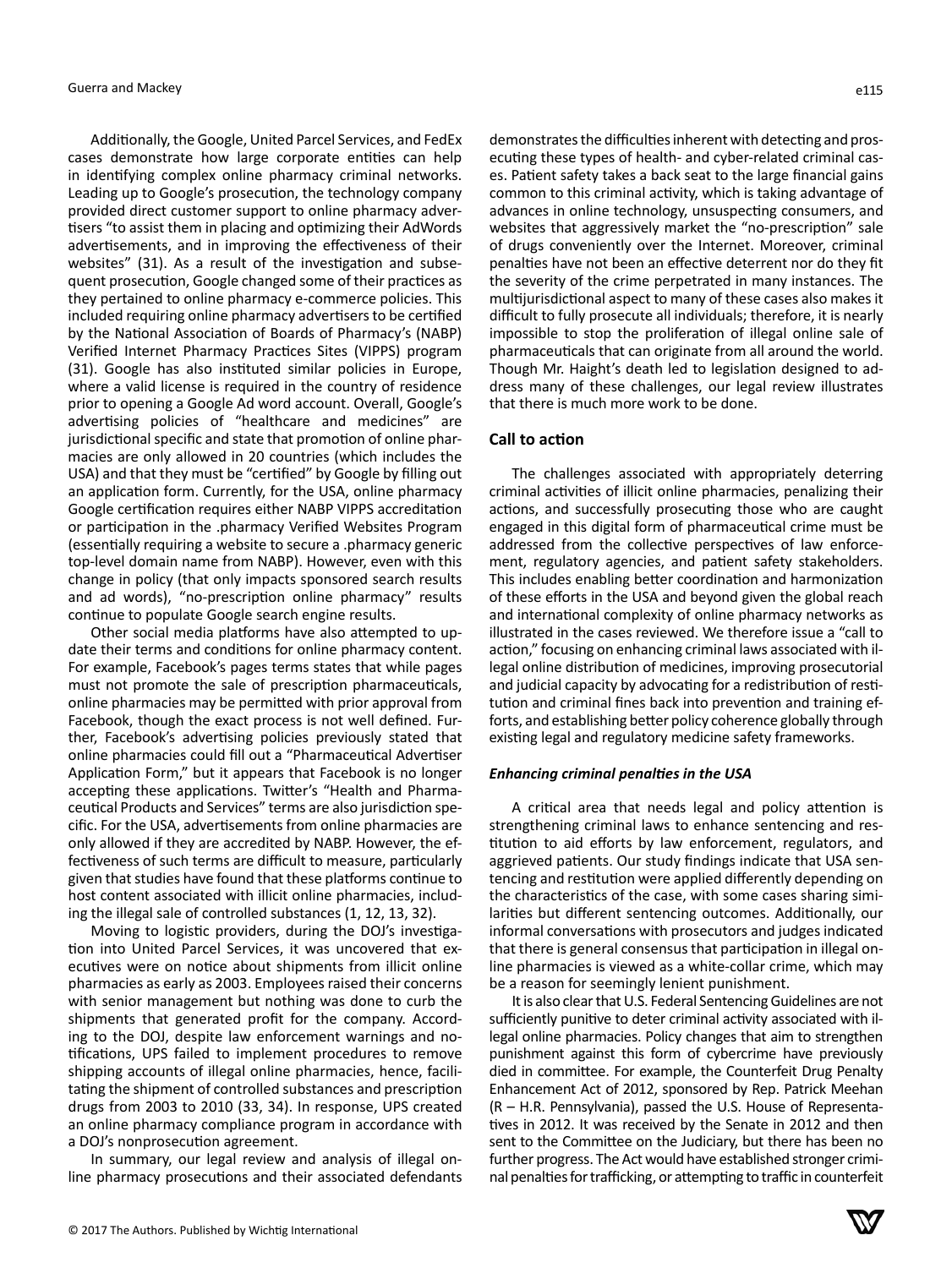Additionally, the Google, United Parcel Services, and FedEx cases demonstrate how large corporate entities can help in identifying complex online pharmacy criminal networks. Leading up to Google's prosecution, the technology company provided direct customer support to online pharmacy advertisers "to assist them in placing and optimizing their AdWords advertisements, and in improving the effectiveness of their websites" (31). As a result of the investigation and subsequent prosecution, Google changed some of their practices as they pertained to online pharmacy e-commerce policies. This included requiring online pharmacy advertisers to be certified by the National Association of Boards of Pharmacy's (NABP) Verified Internet Pharmacy Practices Sites (VIPPS) program (31). Google has also instituted similar policies in Europe, where a valid license is required in the country of residence prior to opening a Google Ad word account. Overall, Google's advertising policies of "healthcare and medicines" are jurisdictional specific and state that promotion of online pharmacies are only allowed in 20 countries (which includes the USA) and that they must be "certified" by Google by filling out an application form. Currently, for the USA, online pharmacy Google certification requires either NABP VIPPS accreditation or participation in the .pharmacy Verified Websites Program (essentially requiring a website to secure a .pharmacy generic top-level domain name from NABP). However, even with this change in policy (that only impacts sponsored search results and ad words), "no-prescription online pharmacy" results continue to populate Google search engine results.

Other social media platforms have also attempted to update their terms and conditions for online pharmacy content. For example, Facebook's pages terms states that while pages must not promote the sale of prescription pharmaceuticals, online pharmacies may be permitted with prior approval from Facebook, though the exact process is not well defined. Further, Facebook's advertising policies previously stated that online pharmacies could fill out a "Pharmaceutical Advertiser Application Form," but it appears that Facebook is no longer accepting these applications. Twitter's "Health and Pharmaceutical Products and Services" terms are also jurisdiction specific. For the USA, advertisements from online pharmacies are only allowed if they are accredited by NABP. However, the effectiveness of such terms are difficult to measure, particularly given that studies have found that these platforms continue to host content associated with illicit online pharmacies, including the illegal sale of controlled substances (1, 12, 13, 32).

Moving to logistic providers, during the DOJ's investigation into United Parcel Services, it was uncovered that executives were on notice about shipments from illicit online pharmacies as early as 2003. Employees raised their concerns with senior management but nothing was done to curb the shipments that generated profit for the company. According to the DOJ, despite law enforcement warnings and notifications, UPS failed to implement procedures to remove shipping accounts of illegal online pharmacies, hence, facilitating the shipment of controlled substances and prescription drugs from 2003 to 2010 (33, 34). In response, UPS created an online pharmacy compliance program in accordance with a DOJ's nonprosecution agreement.

In summary, our legal review and analysis of illegal online pharmacy prosecutions and their associated defendants demonstrates the difficulties inherent with detecting and prosecuting these types of health- and cyber-related criminal cases. Patient safety takes a back seat to the large financial gains common to this criminal activity, which is taking advantage of advances in online technology, unsuspecting consumers, and websites that aggressively market the "no-prescription" sale of drugs conveniently over the Internet. Moreover, criminal penalties have not been an effective deterrent nor do they fit the severity of the crime perpetrated in many instances. The multijurisdictional aspect to many of these cases also makes it difficult to fully prosecute all individuals; therefore, it is nearly impossible to stop the proliferation of illegal online sale of pharmaceuticals that can originate from all around the world. Though Mr. Haight's death led to legislation designed to address many of these challenges, our legal review illustrates that there is much more work to be done.

## Call to action

The challenges associated with appropriately deterring criminal activities of illicit online pharmacies, penalizing their actions, and successfully prosecuting those who are caught engaged in this digital form of pharmaceutical crime must be addressed from the collective perspectives of law enforcement, regulatory agencies, and patient safety stakeholders. This includes enabling better coordination and harmonization of these efforts in the USA and beyond given the global reach and international complexity of online pharmacy networks as illustrated in the cases reviewed. We therefore issue a "call to action," focusing on enhancing criminal laws associated with illegal online distribution of medicines, improving prosecutorial and judicial capacity by advocating for a redistribution of restitution and criminal fines back into prevention and training efforts, and establishing better policy coherence globally through existing legal and regulatory medicine safety frameworks.

### *Enhancing criminal penalties in the USA*

A critical area that needs legal and policy attention is strengthening criminal laws to enhance sentencing and restitution to aid efforts by law enforcement, regulators, and aggrieved patients. Our study findings indicate that USA sentencing and restitution were applied differently depending on the characteristics of the case, with some cases sharing similarities but different sentencing outcomes. Additionally, our informal conversations with prosecutors and judges indicated that there is general consensus that participation in illegal online pharmacies is viewed as a white-collar crime, which may be a reason for seemingly lenient punishment.

It is also clear that U.S. Federal Sentencing Guidelines are not sufficiently punitive to deter criminal activity associated with illegal online pharmacies. Policy changes that aim to strengthen punishment against this form of cybercrime have previously died in committee. For example, the Counterfeit Drug Penalty Enhancement Act of 2012, sponsored by Rep. Patrick Meehan (R – H.R. Pennsylvania), passed the U.S. House of Representatives in 2012. It was received by the Senate in 2012 and then sent to the Committee on the Judiciary, but there has been no further progress. The Act would have established stronger criminal penalties for trafficking, or attempting to traffic in counterfeit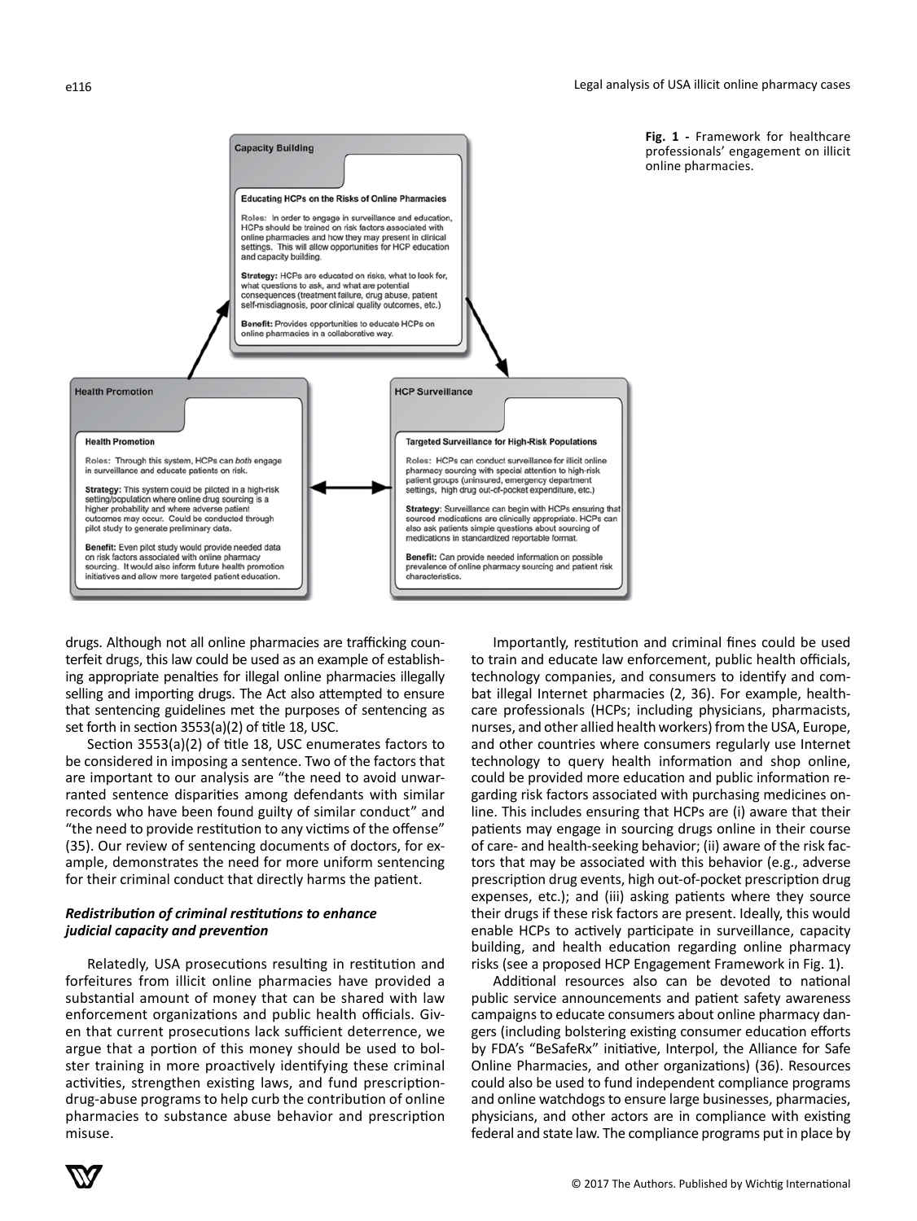**Capacity Building**

**Educating HCPs on the Risks of Online Pharmacies**

**Roles:** In order to engage in surveillance and education, HCPs should be trained on risk factors associated with online pharmacies and how they may present in clinical settings. This will allow opportunities for HCP education and capacity building.

**Strategy:** HCPs are educated on risks, what to look for, what questions to ask, and what are potential consequences (treatment failure, drug abuse, patient self-misdiagnosis, poor clinical quality outcomes, etc.)

**Benefit:** Provides opportunities to educate HCPs on online pharmacies in a collaborative way.

**Health Promotion**

**Health Promotion**

**Roles:** Through this system, HCPs can *both* engage in surveillance and educate patients on risk.

**Strategy:** This system could be piloted in a high-risk setting/population where online drug sourcing is a higher probability and where adverse patient outcomes may occur. Could be conducted through pilot study to generate preliminary data.

**Benefit:** Even pilot study would provide needed data on risk factors associated with online pharmacy sourcing. It would also inform future health promotion initiatives and allow more targeted patient education.

**HCP Surveillance**

**Targeted Surveillance for High-Risk Populations**

**Roles:** HCPs can conduct surveillance for illicit online pharmacy sourcing with special attention to high-risk patient groups (uninsured, emergency department settings, high drug out-of-pocket expenditure, etc.)

**Strategy:** Surveillance can begin with HCPs ensuring that sourced medications are clinically appropriate. HCPs can also ask patients simple questions about sourcing of medications in standardized reportable format.

**Benefit:** Can provide needed information on possible prevalence of online pharmacy sourcing and patient risk characteristics.

**Fig. 1 -** Framework for healthcare professionals' engagement on illicit online pharmacies.

drugs. Although not all online pharmacies are trafficking counterfeit drugs, this law could be used as an example of establishing appropriate penalties for illegal online pharmacies illegally selling and importing drugs. The Act also attempted to ensure that sentencing guidelines met the purposes of sentencing as set forth in section 3553(a)(2) of title 18, USC.

Section 3553(a)(2) of title 18, USC enumerates factors to be considered in imposing a sentence. Two of the factors that are important to our analysis are "the need to avoid unwarranted sentence disparities among defendants with similar records who have been found guilty of similar conduct" and "the need to provide restitution to any victims of the offense" (35). Our review of sentencing documents of doctors, for example, demonstrates the need for more uniform sentencing for their criminal conduct that directly harms the patient.

### *Redistribution of criminal restitutions to enhance judicial capacity and prevention*

Relatedly, USA prosecutions resulting in restitution and forfeitures from illicit online pharmacies have provided a substantial amount of money that can be shared with law enforcement organizations and public health officials. Given that current prosecutions lack sufficient deterrence, we argue that a portion of this money should be used to bolster training in more proactively identifying these criminal activities, strengthen existing laws, and fund prescription-drug-abuse programs to help curb the contribution of online pharmacies to substance abuse behavior and prescription misuse.

Importantly, restitution and criminal fines could be used to train and educate law enforcement, public health officials, technology companies, and consumers to identify and combat illegal Internet pharmacies (2, 36). For example, healthcare professionals (HCPs; including physicians, pharmacists, nurses, and other allied health workers) from the USA, Europe, and other countries where consumers regularly use Internet technology to query health information and shop online, could be provided more education and public information regarding risk factors associated with purchasing medicines online. This includes ensuring that HCPs are (i) aware that their patients may engage in sourcing drugs online in their course of care- and health-seeking behavior; (ii) aware of the risk factors that may be associated with this behavior (e.g., adverse prescription drug events, high out-of-pocket prescription drug expenses, etc.); and (iii) asking patients where they source their drugs if these risk factors are present. Ideally, this would enable HCPs to actively participate in surveillance, capacity building, and health education regarding online pharmacy risks (see a proposed HCP Engagement Framework in Fig. 1).

Additional resources also can be devoted to national public service announcements and patient safety awareness campaigns to educate consumers about online pharmacy dangers (including bolstering existing consumer education efforts by FDA's "BeSafeRx" initiative, Interpol, the Alliance for Safe Online Pharmacies, and other organizations) (36). Resources could also be used to fund independent compliance programs and online watchdogs to ensure large businesses, pharmacies, physicians, and other actors are in compliance with existing federal and state law. The compliance programs put in place by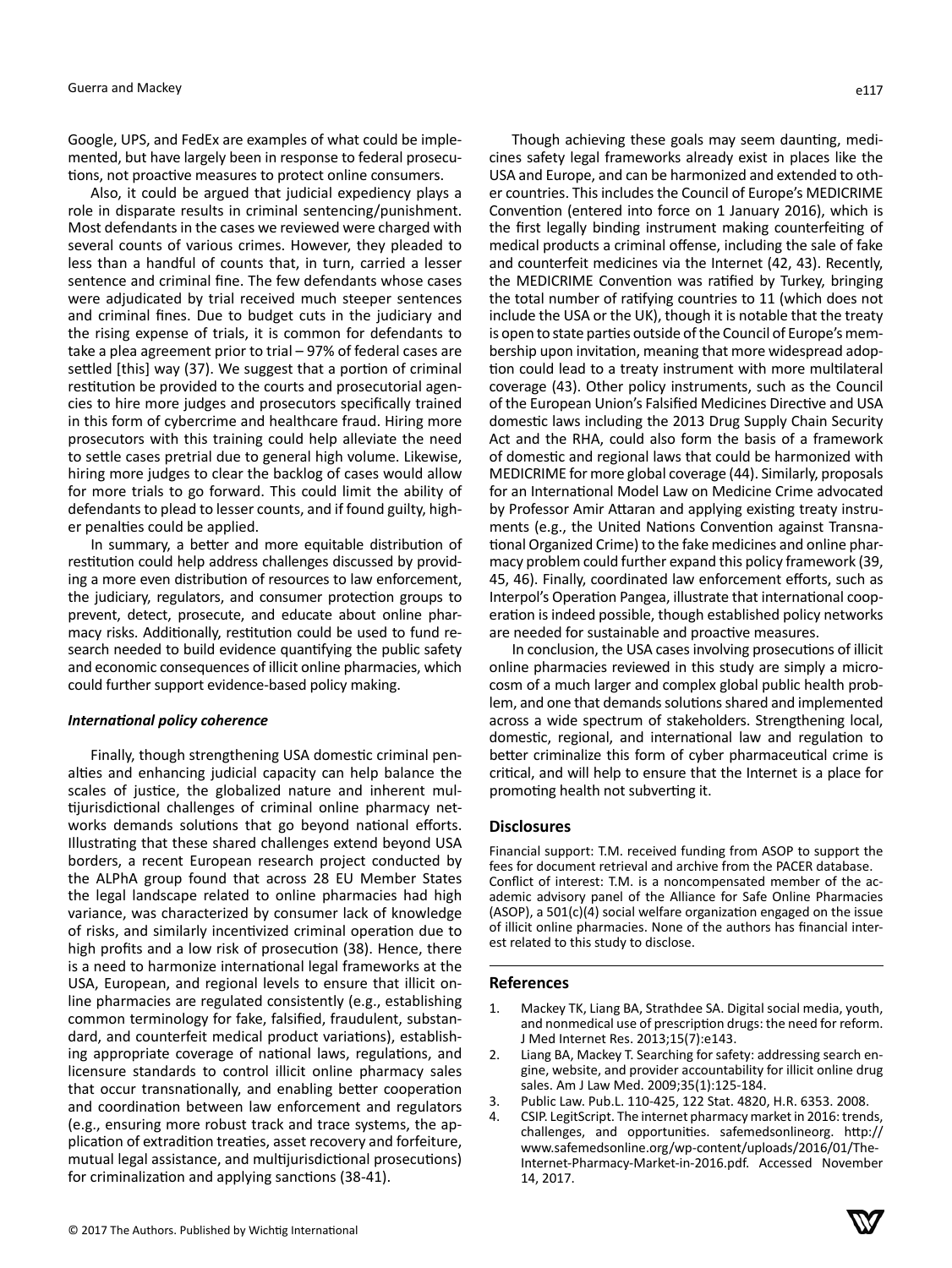Google, UPS, and FedEx are examples of what could be implemented, but have largely been in response to federal prosecutions, not proactive measures to protect online consumers.

Also, it could be argued that judicial expediency plays a role in disparate results in criminal sentencing/punishment. Most defendants in the cases we reviewed were charged with several counts of various crimes. However, they pleaded to less than a handful of counts that, in turn, carried a lesser sentence and criminal fine. The few defendants whose cases were adjudicated by trial received much steeper sentences and criminal fines. Due to budget cuts in the judiciary and the rising expense of trials, it is common for defendants to take a plea agreement prior to trial – 97% of federal cases are settled [this] way (37). We suggest that a portion of criminal restitution be provided to the courts and prosecutorial agencies to hire more judges and prosecutors specifically trained in this form of cybercrime and healthcare fraud. Hiring more prosecutors with this training could help alleviate the need to settle cases pretrial due to general high volume. Likewise, hiring more judges to clear the backlog of cases would allow for more trials to go forward. This could limit the ability of defendants to plead to lesser counts, and if found guilty, higher penalties could be applied.

In summary, a better and more equitable distribution of restitution could help address challenges discussed by providing a more even distribution of resources to law enforcement, the judiciary, regulators, and consumer protection groups to prevent, detect, prosecute, and educate about online pharmacy risks. Additionally, restitution could be used to fund research needed to build evidence quantifying the public safety and economic consequences of illicit online pharmacies, which could further support evidence-based policy making.

### *International policy coherence*

Finally, though strengthening USA domestic criminal penalties and enhancing judicial capacity can help balance the scales of justice, the globalized nature and inherent multijurisdictional challenges of criminal online pharmacy networks demands solutions that go beyond national efforts. Illustrating that these shared challenges extend beyond USA borders, a recent European research project conducted by the ALPhA group found that across 28 EU Member States the legal landscape related to online pharmacies had high variance, was characterized by consumer lack of knowledge of risks, and similarly incentivized criminal operation due to high profits and a low risk of prosecution (38). Hence, there is a need to harmonize international legal frameworks at the USA, European, and regional levels to ensure that illicit online pharmacies are regulated consistently (e.g., establishing common terminology for fake, falsified, fraudulent, substandard, and counterfeit medical product variations), establishing appropriate coverage of national laws, regulations, and licensure standards to control illicit online pharmacy sales that occur transnationally, and enabling better cooperation and coordination between law enforcement and regulators (e.g., ensuring more robust track and trace systems, the application of extradition treaties, asset recovery and forfeiture, mutual legal assistance, and multijurisdictional prosecutions) for criminalization and applying sanctions (38-41).

Though achieving these goals may seem daunting, medicines safety legal frameworks already exist in places like the USA and Europe, and can be harmonized and extended to other countries. This includes the Council of Europe's MEDICRIME Convention (entered into force on 1 January 2016), which is the first legally binding instrument making counterfeiting of medical products a criminal offense, including the sale of fake and counterfeit medicines via the Internet (42, 43). Recently, the MEDICRIME Convention was ratified by Turkey, bringing the total number of ratifying countries to 11 (which does not include the USA or the UK), though it is notable that the treaty is open to state parties outside of the Council of Europe's membership upon invitation, meaning that more widespread adoption could lead to a treaty instrument with more multilateral coverage (43). Other policy instruments, such as the Council of the European Union's Falsified Medicines Directive and USA domestic laws including the 2013 Drug Supply Chain Security Act and the RHA, could also form the basis of a framework of domestic and regional laws that could be harmonized with MEDICRIME for more global coverage (44). Similarly, proposals for an International Model Law on Medicine Crime advocated by Professor Amir Attaran and applying existing treaty instruments (e.g., the United Nations Convention against Transnational Organized Crime) to the fake medicines and online pharmacy problem could further expand this policy framework (39, 45, 46). Finally, coordinated law enforcement efforts, such as Interpol's Operation Pangea, illustrate that international cooperation is indeed possible, though established policy networks are needed for sustainable and proactive measures.

In conclusion, the USA cases involving prosecutions of illicit online pharmacies reviewed in this study are simply a microcosm of a much larger and complex global public health problem, and one that demands solutions shared and implemented across a wide spectrum of stakeholders. Strengthening local, domestic, regional, and international law and regulation to better criminalize this form of cyber pharmaceutical crime is critical, and will help to ensure that the Internet is a place for promoting health not subverting it.

## Disclosures

Financial support: T.M. received funding from ASOP to support the fees for document retrieval and archive from the PACER database.
Conflict of interest: T.M. is a noncompensated member of the academic advisory panel of the Alliance for Safe Online Pharmacies (ASOP), a 501(c)(4) social welfare organization engaged on the issue of illicit online pharmacies. None of the authors has financial interest related to this study to disclose.

## References

1. Mackey TK, Liang BA, Strathdee SA. Digital social media, youth, and nonmedical use of prescription drugs: the need for reform. J Med Internet Res. 2013;15(7):e143.
2. Liang BA, Mackey T. Searching for safety: addressing search engine, website, and provider accountability for illicit online drug sales. Am J Law Med. 2009;35(1):125-184.
3. Public Law. Pub.L. 110-425, 122 Stat. 4820, H.R. 6353. 2008.
4. CSIP. LegitScript. The internet pharmacy market in 2016: trends, challenges, and opportunities. safemedsonlineorg. http://www.safemedsonline.org/wp-content/uploads/2016/01/The-Internet-Pharmacy-Market-in-2016.pdf. Accessed November 14, 2017.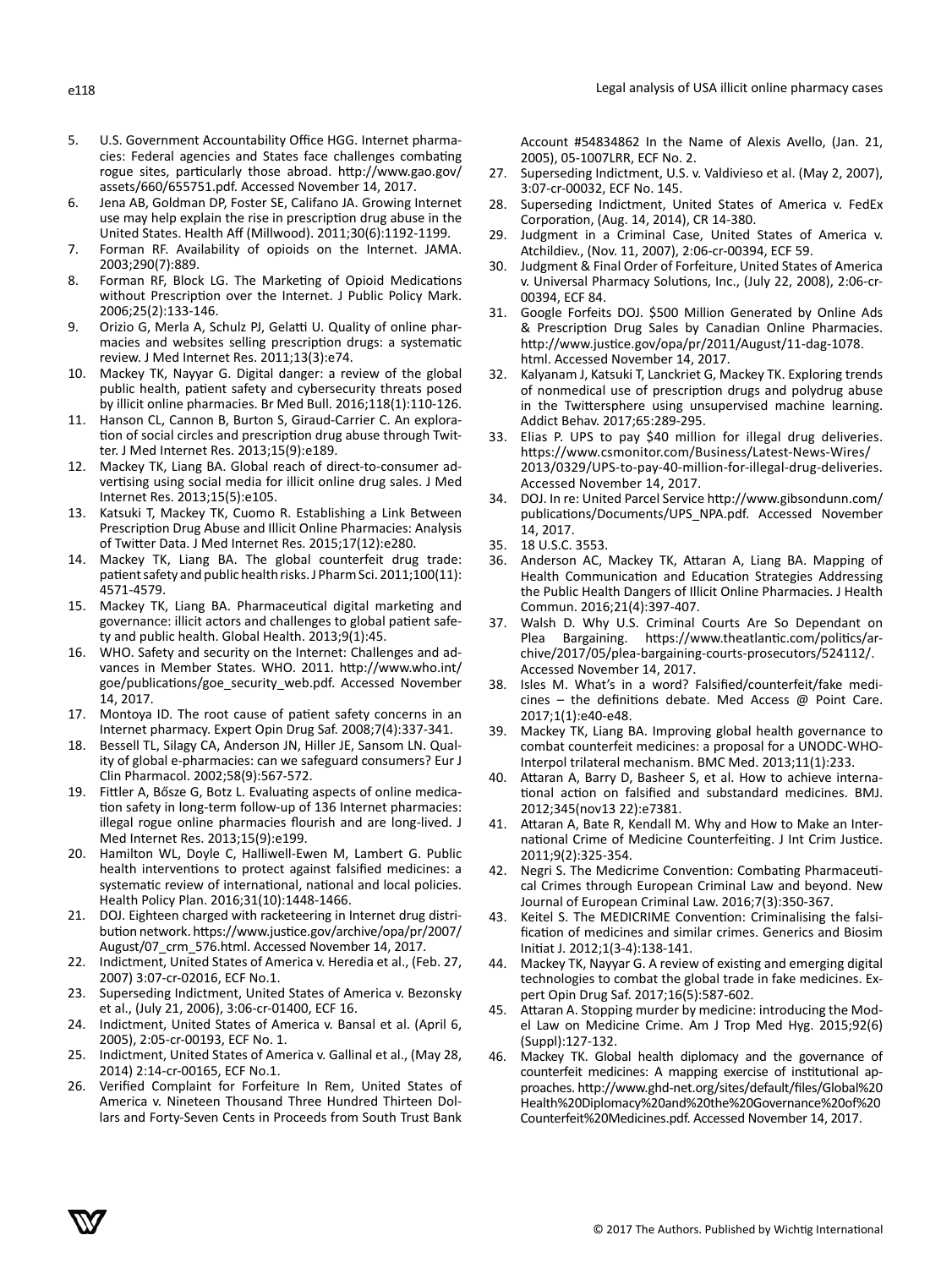5. U.S. Government Accountability Office HGG. Internet pharmacies: Federal agencies and States face challenges combating rogue sites, particularly those abroad. http://www.gao.gov/assets/660/655751.pdf. Accessed November 14, 2017.
6. Jena AB, Goldman DP, Foster SE, Califano JA. Growing Internet use may help explain the rise in prescription drug abuse in the United States. Health Aff (Millwood). 2011;30(6):1192-1199.
7. Forman RF. Availability of opioids on the Internet. JAMA. 2003;290(7):889.
8. Forman RF, Block LG. The Marketing of Opioid Medications without Prescription over the Internet. J Public Policy Mark. 2006;25(2):133-146.
9. Orizio G, Merla A, Schulz PJ, Gelatti U. Quality of online pharmacies and websites selling prescription drugs: a systematic review. J Med Internet Res. 2011;13(3):e74.
10. Mackey TK, Nayyar G. Digital danger: a review of the global public health, patient safety and cybersecurity threats posed by illicit online pharmacies. Br Med Bull. 2016;118(1):110-126.
11. Hanson CL, Cannon B, Burton S, Giraud-Carrier C. An exploration of social circles and prescription drug abuse through Twitter. J Med Internet Res. 2013;15(9):e189.
12. Mackey TK, Liang BA. Global reach of direct-to-consumer advertising using social media for illicit online drug sales. J Med Internet Res. 2013;15(5):e105.
13. Katsuki T, Mackey TK, Cuomo R. Establishing a Link Between Prescription Drug Abuse and Illicit Online Pharmacies: Analysis of Twitter Data. J Med Internet Res. 2015;17(12):e280.
14. Mackey TK, Liang BA. The global counterfeit drug trade: patient safety and public health risks. J Pharm Sci. 2011;100(11):4571-4579.
15. Mackey TK, Liang BA. Pharmaceutical digital marketing and governance: illicit actors and challenges to global patient safety and public health. Global Health. 2013;9(1):45.
16. WHO. Safety and security on the Internet: Challenges and advances in Member States. WHO. 2011. http://www.who.int/goe/publications/goe_security_web.pdf. Accessed November 14, 2017.
17. Montoya ID. The root cause of patient safety concerns in an Internet pharmacy. Expert Opin Drug Saf. 2008;7(4):337-341.
18. Bessell TL, Silagy CA, Anderson JN, Hiller JE, Sansom LN. Quality of global e-pharmacies: can we safeguard consumers? Eur J Clin Pharmacol. 2002;58(9):567-572.
19. Fittler A, Bősze G, Botz L. Evaluating aspects of online medication safety in long-term follow-up of 136 Internet pharmacies: illegal rogue online pharmacies flourish and are long-lived. J Med Internet Res. 2013;15(9):e199.
20. Hamilton WL, Doyle C, Halliwell-Ewen M, Lambert G. Public health interventions to protect against falsified medicines: a systematic review of international, national and local policies. Health Policy Plan. 2016;31(10):1448-1466.
21. DOJ. Eighteen charged with racketeering in Internet drug distribution network. https://www.justice.gov/archive/opa/pr/2007/August/07_crm_576.html. Accessed November 14, 2017.
22. Indictment, United States of America v. Heredia et al., (Feb. 27, 2007) 3:07-cr-02016, ECF No.1.
23. Superseding Indictment, United States of America v. Bezonsky et al., (July 21, 2006), 3:06-cr-01400, ECF 16.
24. Indictment, United States of America v. Bansal et al. (April 6, 2005), 2:05-cr-00193, ECF No. 1.
25. Indictment, United States of America v. Gallinal et al., (May 28, 2014) 2:14-cr-00165, ECF No.1.
26. Verified Complaint for Forfeiture In Rem, United States of America v. Nineteen Thousand Three Hundred Thirteen Dollars and Forty-Seven Cents in Proceeds from South Trust Bank Account #54834862 In the Name of Alexis Avello, (Jan. 21, 2005), 05-1007LRR, ECF No. 2.
27. Superseding Indictment, U.S. v. Valdivieso et al. (May 2, 2007), 3:07-cr-00032, ECF No. 145.
28. Superseding Indictment, United States of America v. FedEx Corporation, (Aug. 14, 2014), CR 14-380.
29. Judgment in a Criminal Case, United States of America v. Atchildiev., (Nov. 11, 2007), 2:06-cr-00394, ECF 59.
30. Judgment & Final Order of Forfeiture, United States of America v. Universal Pharmacy Solutions, Inc., (July 22, 2008), 2:06-cr-00394, ECF 84.
31. Google Forfeits DOJ. $500 Million Generated by Online Ads & Prescription Drug Sales by Canadian Online Pharmacies. http://www.justice.gov/opa/pr/2011/August/11-dag-1078.html. Accessed November 14, 2017.
32. Kalyanam J, Katsuki T, Lanckriet G, Mackey TK. Exploring trends of nonmedical use of prescription drugs and polydrug abuse in the Twittersphere using unsupervised machine learning. Addict Behav. 2017;65:289-295.
33. Elias P. UPS to pay $40 million for illegal drug deliveries. https://www.csmonitor.com/Business/Latest-News-Wires/2013/0329/UPS-to-pay-40-million-for-illegal-drug-deliveries. Accessed November 14, 2017.
34. DOJ. In re: United Parcel Service http://www.gibsondunn.com/publications/Documents/UPS_NPA.pdf. Accessed November 14, 2017.
35. 18 U.S.C. 3553.
36. Anderson AC, Mackey TK, Attaran A, Liang BA. Mapping of Health Communication and Education Strategies Addressing the Public Health Dangers of Illicit Online Pharmacies. J Health Commun. 2016;21(4):397-407.
37. Walsh D. Why U.S. Criminal Courts Are So Dependant on Plea Bargaining. https://www.theatlantic.com/politics/archive/2017/05/plea-bargaining-courts-prosecutors/524112/. Accessed November 14, 2017.
38. Isles M. What's in a word? Falsified/counterfeit/fake medicines – the definitions debate. Med Access @ Point Care. 2017;1(1):e40-e48.
39. Mackey TK, Liang BA. Improving global health governance to combat counterfeit medicines: a proposal for a UNODC-WHO-Interpol trilateral mechanism. BMC Med. 2013;11(1):233.
40. Attaran A, Barry D, Basheer S, et al. How to achieve international action on falsified and substandard medicines. BMJ. 2012;345(nov13 22):e7381.
41. Attaran A, Bate R, Kendall M. Why and How to Make an International Crime of Medicine Counterfeiting. J Int Crim Justice. 2011;9(2):325-354.
42. Negri S. The Medicrime Convention: Combating Pharmaceutical Crimes through European Criminal Law and beyond. New Journal of European Criminal Law. 2016;7(3):350-367.
43. Keitel S. The MEDICRIME Convention: Criminalising the falsification of medicines and similar crimes. Generics and Biosim Initiat J. 2012;1(3-4):138-141.
44. Mackey TK, Nayyar G. A review of existing and emerging digital technologies to combat the global trade in fake medicines. Expert Opin Drug Saf. 2017;16(5):587-602.
45. Attaran A. Stopping murder by medicine: introducing the Model Law on Medicine Crime. Am J Trop Med Hyg. 2015;92(6)(Suppl):127-132.
46. Mackey TK. Global health diplomacy and the governance of counterfeit medicines: A mapping exercise of institutional approaches. http://www.ghd-net.org/sites/default/files/Global%20Health%20Diplomacy%20and%20the%20Governance%20of%20Counterfeit%20Medicines.pdf. Accessed November 14, 2017.